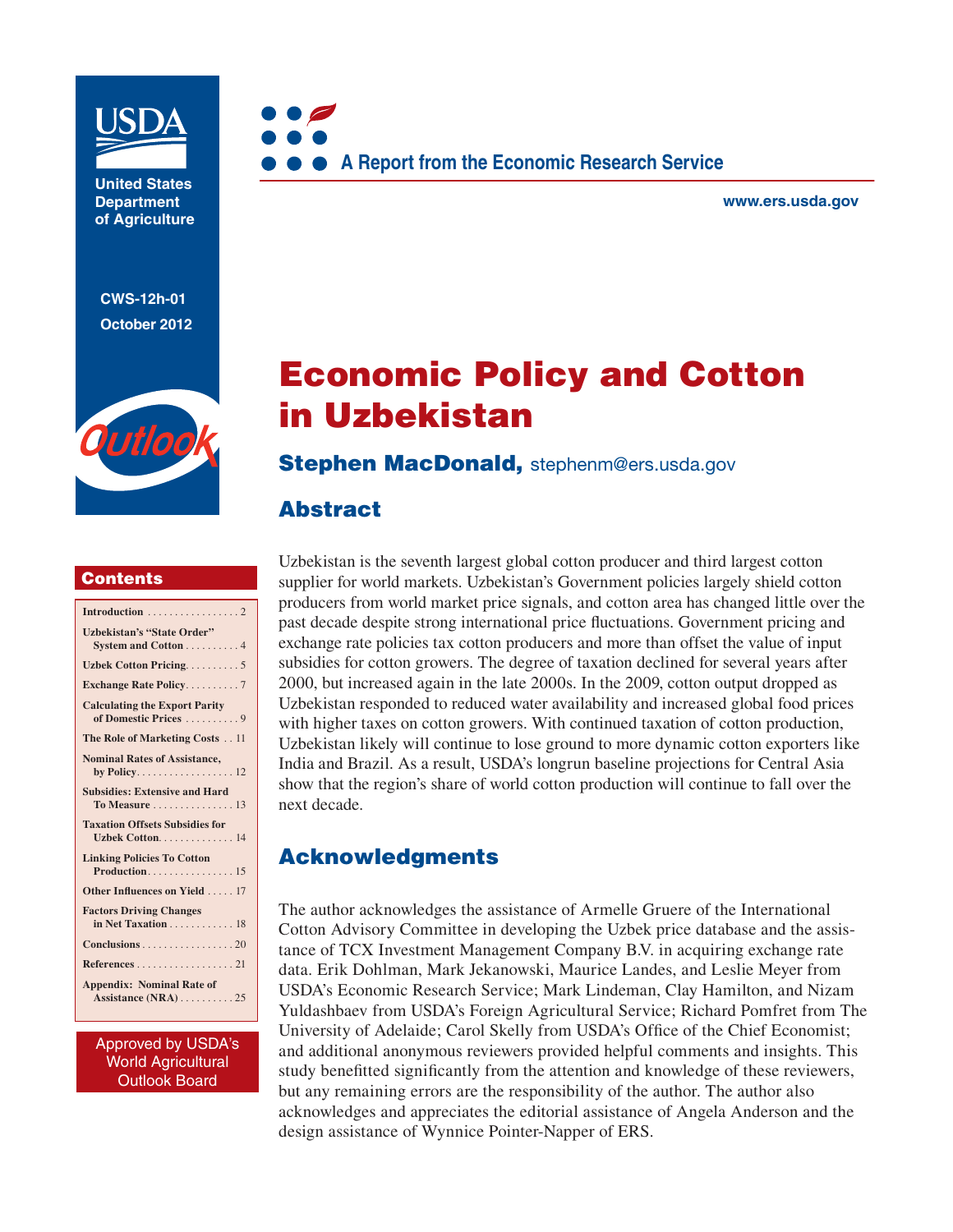United States Department of Agriculture

A Report from the Economic Research Service

www.ers.usda.gov

CWS-12h-01

October 2012

Outlook

# Economic Policy and Cotton in Uzbekistan

**Stephen MacDonald,** stephenm@ers.usda.gov

## Abstract

Uzbekistan is the seventh largest global cotton producer and third largest cotton supplier for world markets. Uzbekistan's Government policies largely shield cotton producers from world market price signals, and cotton area has changed little over the past decade despite strong international price fluctuations. Government pricing and exchange rate policies tax cotton producers and more than offset the value of input subsidies for cotton growers. The degree of taxation declined for several years after 2000, but increased again in the late 2000s. In the 2009, cotton output dropped as Uzbekistan responded to reduced water availability and increased global food prices with higher taxes on cotton growers. With continued taxation of cotton production, Uzbekistan likely will continue to lose ground to more dynamic cotton exporters like India and Brazil. As a result, USDA's longrun baseline projections for Central Asia show that the region's share of world cotton production will continue to fall over the next decade.

## Acknowledgments

The author acknowledges the assistance of Armelle Gruere of the International Cotton Advisory Committee in developing the Uzbek price database and the assistance of TCX Investment Management Company B.V. in acquiring exchange rate data. Erik Dohlman, Mark Jekanowski, Maurice Landes, and Leslie Meyer from USDA's Economic Research Service; Mark Lindeman, Clay Hamilton, and Nizam Yuldashbaev from USDA's Foreign Agricultural Service; Richard Pomfret from The University of Adelaide; Carol Skelly from USDA's Office of the Chief Economist; and additional anonymous reviewers provided helpful comments and insights. This study benefitted significantly from the attention and knowledge of these reviewers, but any remaining errors are the responsibility of the author. The author also acknowledges and appreciates the editorial assistance of Angela Anderson and the design assistance of Wynnice Pointer-Napper of ERS.

## Contents

- Introduction . . . . . 2
- Uzbekistan's "State Order" System and Cotton . . . . . 4
- Uzbek Cotton Pricing . . . . . 5
- Exchange Rate Policy . . . . . 7
- Calculating the Export Parity of Domestic Prices . . . . . 9
- The Role of Marketing Costs . . . . . 11
- Nominal Rates of Assistance, by Policy . . . . . 12
- Subsidies: Extensive and Hard To Measure . . . . . 13
- Taxation Offsets Subsidies for Uzbek Cotton . . . . . 14
- Linking Policies To Cotton Production . . . . . 15
- Other Influences on Yield . . . . . 17
- Factors Driving Changes in Net Taxation . . . . . 18
- Conclusions . . . . . 20
- References . . . . . 21
- Appendix: Nominal Rate of Assistance (NRA) . . . . . 25

Approved by USDA's World Agricultural Outlook Board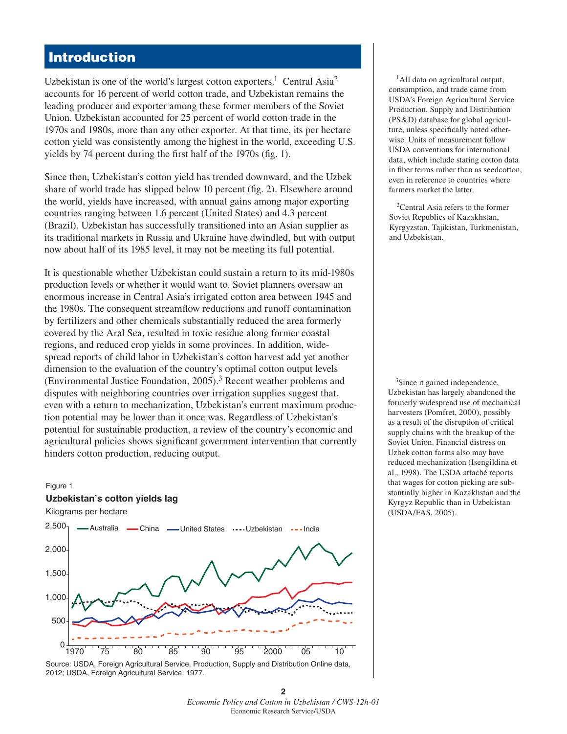# Introduction

Uzbekistan is one of the world's largest cotton exporters.[1] Central Asia[2] accounts for 16 percent of world cotton trade, and Uzbekistan remains the leading producer and exporter among these former members of the Soviet Union. Uzbekistan accounted for 25 percent of world cotton trade in the 1970s and 1980s, more than any other exporter. At that time, its per hectare cotton yield was consistently among the highest in the world, exceeding U.S. yields by 74 percent during the first half of the 1970s (fig. 1).

Since then, Uzbekistan's cotton yield has trended downward, and the Uzbek share of world trade has slipped below 10 percent (fig. 2). Elsewhere around the world, yields have increased, with annual gains among major exporting countries ranging between 1.6 percent (United States) and 4.3 percent (Brazil). Uzbekistan has successfully transitioned into an Asian supplier as its traditional markets in Russia and Ukraine have dwindled, but with output now about half of its 1985 level, it may not be meeting its full potential.

It is questionable whether Uzbekistan could sustain a return to its mid-1980s production levels or whether it would want to. Soviet planners oversaw an enormous increase in Central Asia's irrigated cotton area between 1945 and the 1980s. The consequent streamflow reductions and runoff contamination by fertilizers and other chemicals substantially reduced the area formerly covered by the Aral Sea, resulted in toxic residue along former coastal regions, and reduced crop yields in some provinces. In addition, widespread reports of child labor in Uzbekistan's cotton harvest add yet another dimension to the evaluation of the country's optimal cotton output levels (Environmental Justice Foundation, 2005).[3] Recent weather problems and disputes with neighboring countries over irrigation supplies suggest that, even with a return to mechanization, Uzbekistan's current maximum production potential may be lower than it once was. Regardless of Uzbekistan's potential for sustainable production, a review of the country's economic and agricultural policies shows significant government intervention that currently hinders cotton production, reducing output.

Figure 1

**Uzbekistan's cotton yields lag**

Kilograms per hectare

Source: USDA, Foreign Agricultural Service, Production, Supply and Distribution Online data, 2012; USDA, Foreign Agricultural Service, 1977.

[1] All data on agricultural output, consumption, and trade came from USDA's Foreign Agricultural Service Production, Supply and Distribution (PS&D) database for global agriculture, unless specifically noted otherwise. Units of measurement follow USDA conventions for international data, which include stating cotton data in fiber terms rather than as seedcotton, even in reference to countries where farmers market the latter.

[2] Central Asia refers to the former Soviet Republics of Kazakhstan, Kyrgyzstan, Tajikistan, Turkmenistan, and Uzbekistan.

[3] Since it gained independence, Uzbekistan has largely abandoned the formerly widespread use of mechanical harvesters (Pomfret, 2000), possibly as a result of the disruption of critical supply chains with the breakup of the Soviet Union. Financial distress on Uzbek cotton farms also may have reduced mechanization (Isengildina et al., 1998). The USDA attaché reports that wages for cotton picking are substantially higher in Kazakhstan and the Kyrgyz Republic than in Uzbekistan (USDA/FAS, 2005).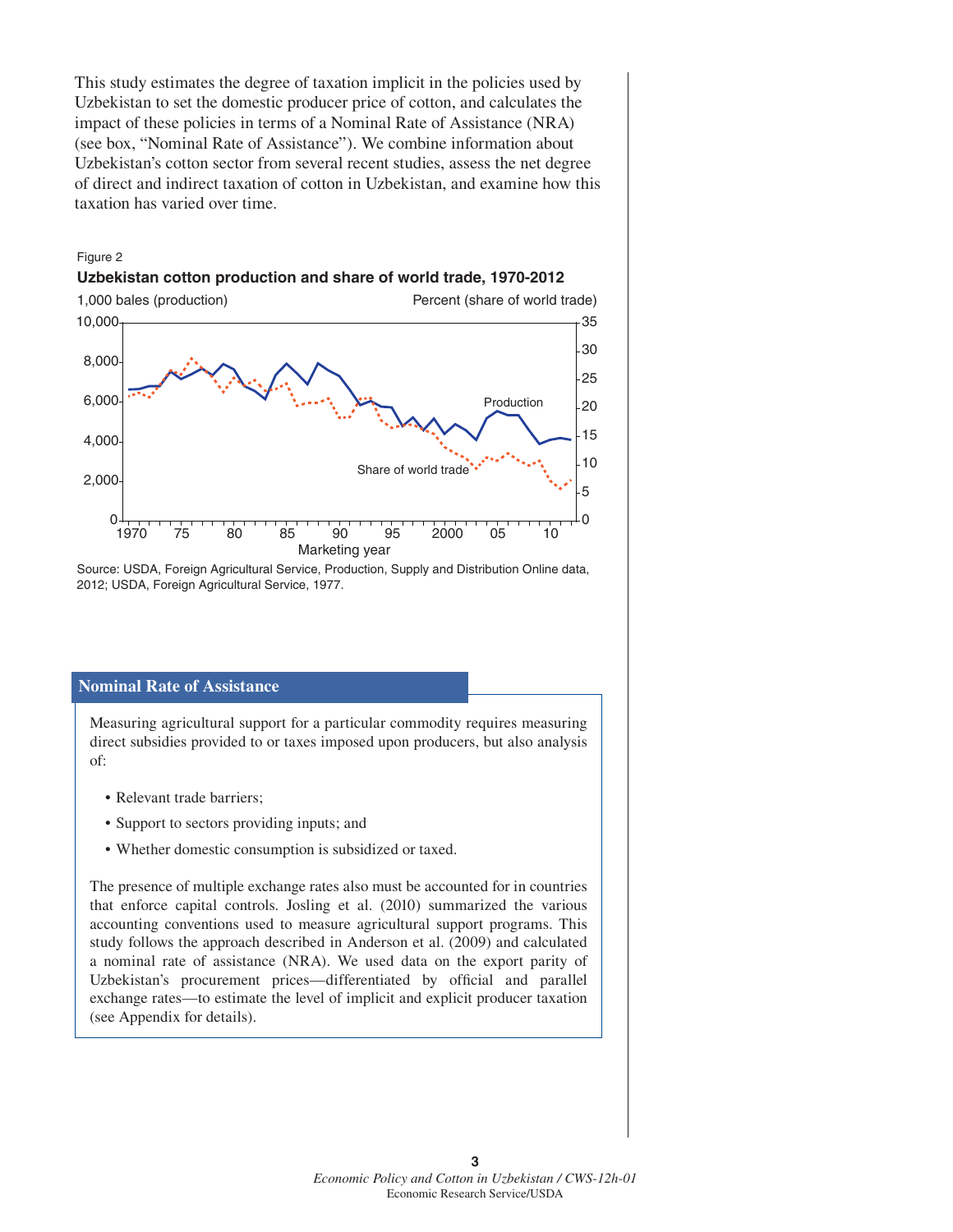This study estimates the degree of taxation implicit in the policies used by Uzbekistan to set the domestic producer price of cotton, and calculates the impact of these policies in terms of a Nominal Rate of Assistance (NRA) (see box, "Nominal Rate of Assistance"). We combine information about Uzbekistan's cotton sector from several recent studies, assess the net degree of direct and indirect taxation of cotton in Uzbekistan, and examine how this taxation has varied over time.

Figure 2

**Uzbekistan cotton production and share of world trade, 1970-2012**

Source: USDA, Foreign Agricultural Service, Production, Supply and Distribution Online data, 2012; USDA, Foreign Agricultural Service, 1977.

## Nominal Rate of Assistance

Measuring agricultural support for a particular commodity requires measuring direct subsidies provided to or taxes imposed upon producers, but also analysis of:

- Relevant trade barriers;
- Support to sectors providing inputs; and
- Whether domestic consumption is subsidized or taxed.

The presence of multiple exchange rates also must be accounted for in countries that enforce capital controls. Josling et al. (2010) summarized the various accounting conventions used to measure agricultural support programs. This study follows the approach described in Anderson et al. (2009) and calculated a nominal rate of assistance (NRA). We used data on the export parity of Uzbekistan's procurement prices—differentiated by official and parallel exchange rates—to estimate the level of implicit and explicit producer taxation (see Appendix for details).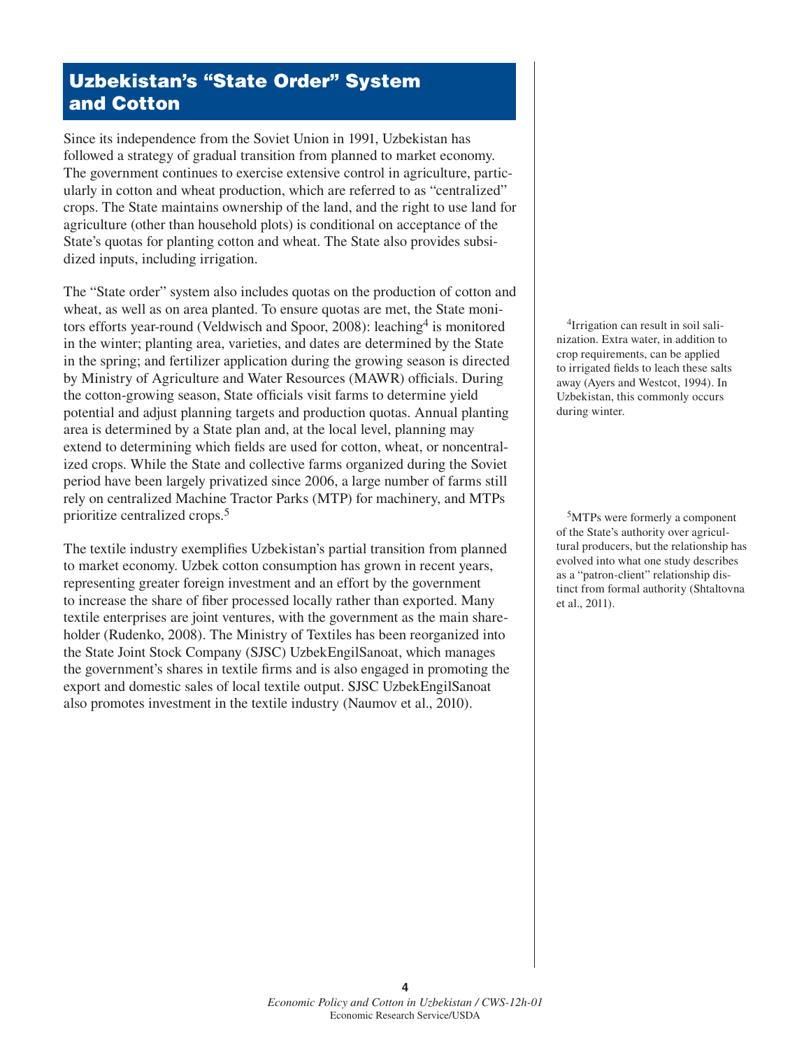## Uzbekistan's "State Order" System and Cotton

Since its independence from the Soviet Union in 1991, Uzbekistan has followed a strategy of gradual transition from planned to market economy. The government continues to exercise extensive control in agriculture, particularly in cotton and wheat production, which are referred to as "centralized" crops. The State maintains ownership of the land, and the right to use land for agriculture (other than household plots) is conditional on acceptance of the State's quotas for planting cotton and wheat. The State also provides subsidized inputs, including irrigation.

The "State order" system also includes quotas on the production of cotton and wheat, as well as on area planted. To ensure quotas are met, the State monitors efforts year-round (Veldwisch and Spoor, 2008): leaching[4] is monitored in the winter; planting area, varieties, and dates are determined by the State in the spring; and fertilizer application during the growing season is directed by Ministry of Agriculture and Water Resources (MAWR) officials. During the cotton-growing season, State officials visit farms to determine yield potential and adjust planning targets and production quotas. Annual planting area is determined by a State plan and, at the local level, planning may extend to determining which fields are used for cotton, wheat, or noncentralized crops. While the State and collective farms organized during the Soviet period have been largely privatized since 2006, a large number of farms still rely on centralized Machine Tractor Parks (MTP) for machinery, and MTPs prioritize centralized crops.[5]

The textile industry exemplifies Uzbekistan's partial transition from planned to market economy. Uzbek cotton consumption has grown in recent years, representing greater foreign investment and an effort by the government to increase the share of fiber processed locally rather than exported. Many textile enterprises are joint ventures, with the government as the main shareholder (Rudenko, 2008). The Ministry of Textiles has been reorganized into the State Joint Stock Company (SJSC) UzbekEngilSanoat, which manages the government's shares in textile firms and is also engaged in promoting the export and domestic sales of local textile output. SJSC UzbekEngilSanoat also promotes investment in the textile industry (Naumov et al., 2010).

[4]Irrigation can result in soil salinization. Extra water, in addition to crop requirements, can be applied to irrigated fields to leach these salts away (Ayers and Westcot, 1994). In Uzbekistan, this commonly occurs during winter.

[5]MTPs were formerly a component of the State's authority over agricultural producers, but the relationship has evolved into what one study describes as a "patron-client" relationship distinct from formal authority (Shtaltovna et al., 2011).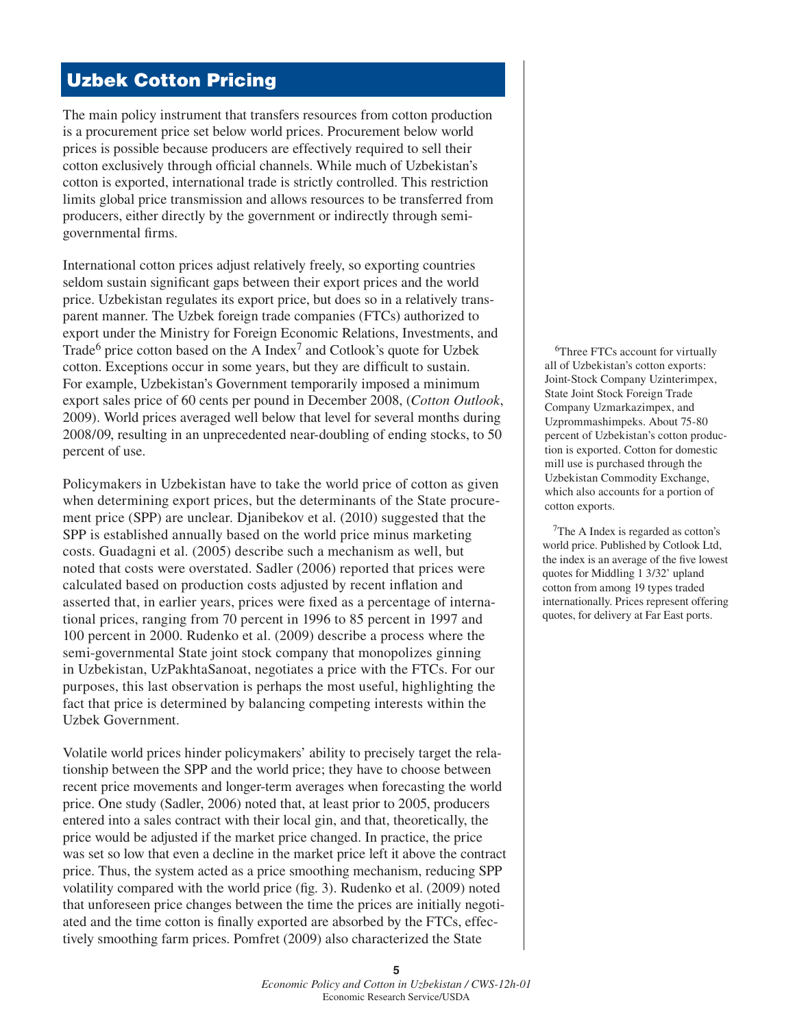## Uzbek Cotton Pricing

The main policy instrument that transfers resources from cotton production is a procurement price set below world prices. Procurement below world prices is possible because producers are effectively required to sell their cotton exclusively through official channels. While much of Uzbekistan's cotton is exported, international trade is strictly controlled. This restriction limits global price transmission and allows resources to be transferred from producers, either directly by the government or indirectly through semi-governmental firms.

International cotton prices adjust relatively freely, so exporting countries seldom sustain significant gaps between their export prices and the world price. Uzbekistan regulates its export price, but does so in a relatively transparent manner. The Uzbek foreign trade companies (FTCs) authorized to export under the Ministry for Foreign Economic Relations, Investments, and Trade[6] price cotton based on the A Index[7] and Cotlook's quote for Uzbek cotton. Exceptions occur in some years, but they are difficult to sustain. For example, Uzbekistan's Government temporarily imposed a minimum export sales price of 60 cents per pound in December 2008, (*Cotton Outlook*, 2009). World prices averaged well below that level for several months during 2008/09, resulting in an unprecedented near-doubling of ending stocks, to 50 percent of use.

Policymakers in Uzbekistan have to take the world price of cotton as given when determining export prices, but the determinants of the State procurement price (SPP) are unclear. Djanibekov et al. (2010) suggested that the SPP is established annually based on the world price minus marketing costs. Guadagni et al. (2005) describe such a mechanism as well, but noted that costs were overstated. Sadler (2006) reported that prices were calculated based on production costs adjusted by recent inflation and asserted that, in earlier years, prices were fixed as a percentage of international prices, ranging from 70 percent in 1996 to 85 percent in 1997 and 100 percent in 2000. Rudenko et al. (2009) describe a process where the semi-governmental State joint stock company that monopolizes ginning in Uzbekistan, UzPakhtaSanoat, negotiates a price with the FTCs. For our purposes, this last observation is perhaps the most useful, highlighting the fact that price is determined by balancing competing interests within the Uzbek Government.

Volatile world prices hinder policymakers' ability to precisely target the relationship between the SPP and the world price; they have to choose between recent price movements and longer-term averages when forecasting the world price. One study (Sadler, 2006) noted that, at least prior to 2005, producers entered into a sales contract with their local gin, and that, theoretically, the price would be adjusted if the market price changed. In practice, the price was set so low that even a decline in the market price left it above the contract price. Thus, the system acted as a price smoothing mechanism, reducing SPP volatility compared with the world price (fig. 3). Rudenko et al. (2009) noted that unforeseen price changes between the time the prices are initially negotiated and the time cotton is finally exported are absorbed by the FTCs, effectively smoothing farm prices. Pomfret (2009) also characterized the State

[6]Three FTCs account for virtually all of Uzbekistan's cotton exports: Joint-Stock Company Uzinterimpex, State Joint Stock Foreign Trade Company Uzmarkazimpex, and Uzprommashimpeks. About 75-80 percent of Uzbekistan's cotton production is exported. Cotton for domestic mill use is purchased through the Uzbekistan Commodity Exchange, which also accounts for a portion of cotton exports.

[7]The A Index is regarded as cotton's world price. Published by Cotlook Ltd, the index is an average of the five lowest quotes for Middling 1 3/32' upland cotton from among 19 types traded internationally. Prices represent offering quotes, for delivery at Far East ports.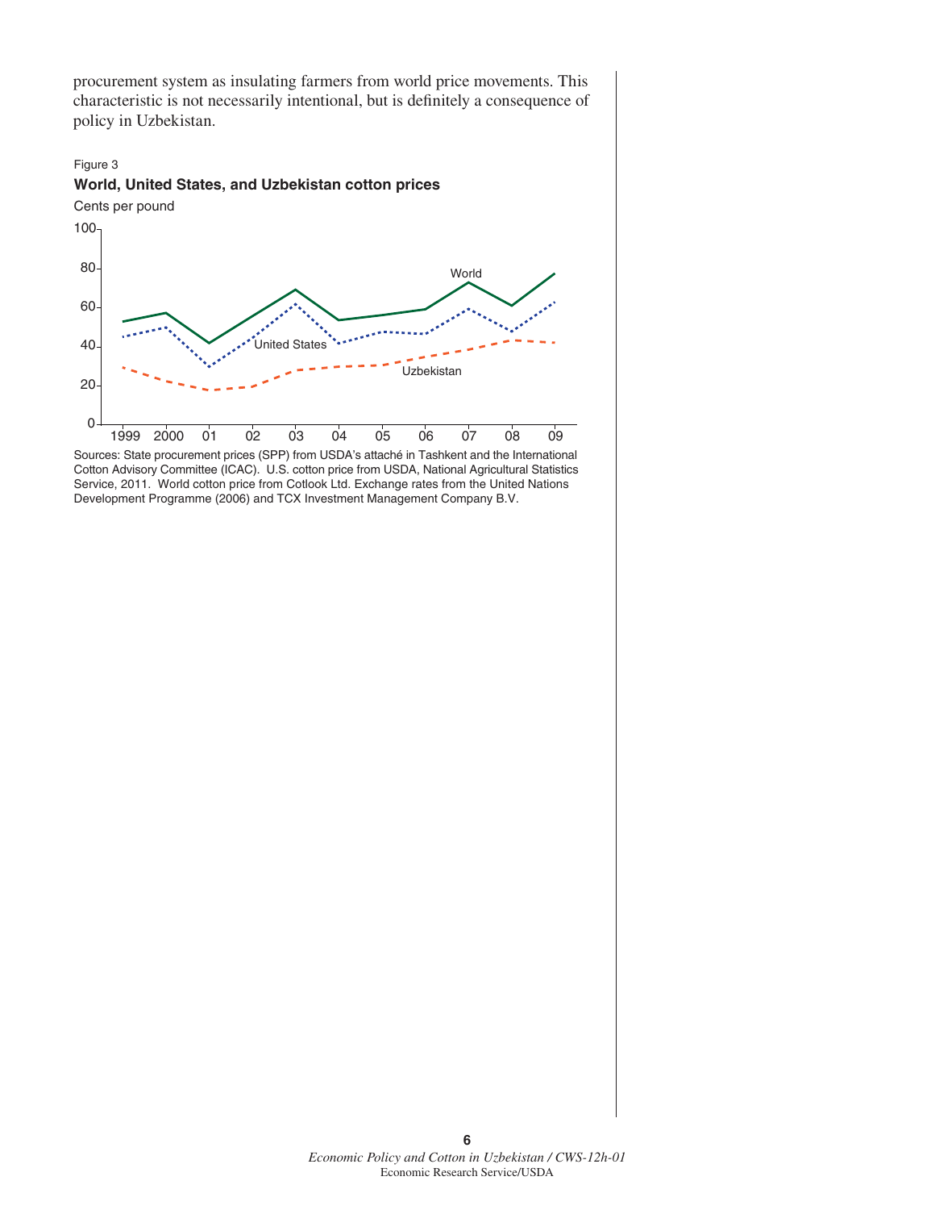procurement system as insulating farmers from world price movements. This characteristic is not necessarily intentional, but is definitely a consequence of policy in Uzbekistan.

Figure 3

**World, United States, and Uzbekistan cotton prices**

Sources: State procurement prices (SPP) from USDA's attaché in Tashkent and the International Cotton Advisory Committee (ICAC). U.S. cotton price from USDA, National Agricultural Statistics Service, 2011. World cotton price from Cotlook Ltd. Exchange rates from the United Nations Development Programme (2006) and TCX Investment Management Company B.V.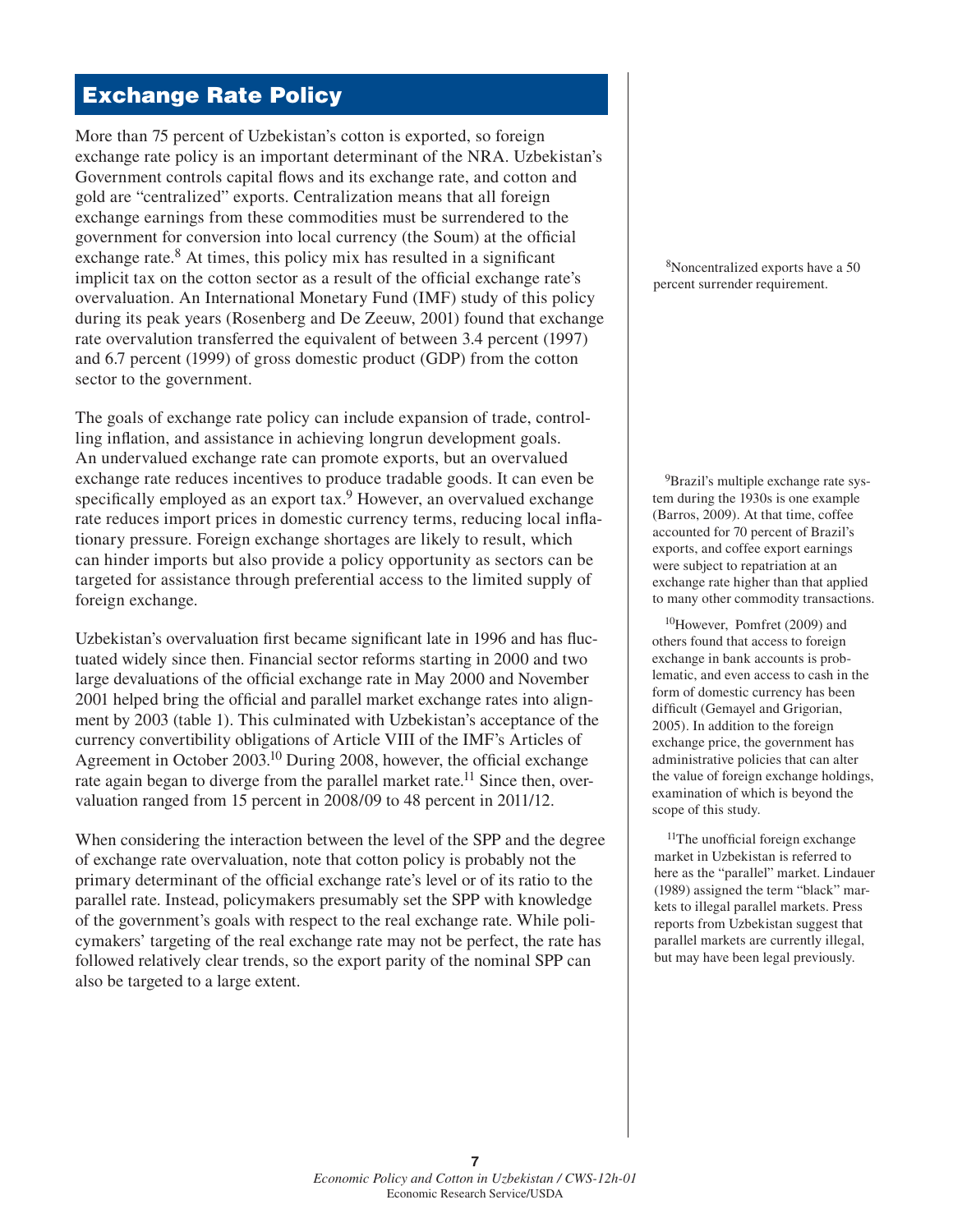## Exchange Rate Policy

More than 75 percent of Uzbekistan's cotton is exported, so foreign exchange rate policy is an important determinant of the NRA. Uzbekistan's Government controls capital flows and its exchange rate, and cotton and gold are "centralized" exports. Centralization means that all foreign exchange earnings from these commodities must be surrendered to the government for conversion into local currency (the Soum) at the official exchange rate.[8] At times, this policy mix has resulted in a significant implicit tax on the cotton sector as a result of the official exchange rate's overvaluation. An International Monetary Fund (IMF) study of this policy during its peak years (Rosenberg and De Zeeuw, 2001) found that exchange rate overvalution transferred the equivalent of between 3.4 percent (1997) and 6.7 percent (1999) of gross domestic product (GDP) from the cotton sector to the government.

The goals of exchange rate policy can include expansion of trade, controlling inflation, and assistance in achieving longrun development goals. An undervalued exchange rate can promote exports, but an overvalued exchange rate reduces incentives to produce tradable goods. It can even be specifically employed as an export tax.[9] However, an overvalued exchange rate reduces import prices in domestic currency terms, reducing local inflationary pressure. Foreign exchange shortages are likely to result, which can hinder imports but also provide a policy opportunity as sectors can be targeted for assistance through preferential access to the limited supply of foreign exchange.

Uzbekistan's overvaluation first became significant late in 1996 and has fluctuated widely since then. Financial sector reforms starting in 2000 and two large devaluations of the official exchange rate in May 2000 and November 2001 helped bring the official and parallel market exchange rates into alignment by 2003 (table 1). This culminated with Uzbekistan's acceptance of the currency convertibility obligations of Article VIII of the IMF's Articles of Agreement in October 2003.[10] During 2008, however, the official exchange rate again began to diverge from the parallel market rate.[11] Since then, overvaluation ranged from 15 percent in 2008/09 to 48 percent in 2011/12.

When considering the interaction between the level of the SPP and the degree of exchange rate overvaluation, note that cotton policy is probably not the primary determinant of the official exchange rate's level or of its ratio to the parallel rate. Instead, policymakers presumably set the SPP with knowledge of the government's goals with respect to the real exchange rate. While policymakers' targeting of the real exchange rate may not be perfect, the rate has followed relatively clear trends, so the export parity of the nominal SPP can also be targeted to a large extent.

[8]Noncentralized exports have a 50 percent surrender requirement.

[9]Brazil's multiple exchange rate system during the 1930s is one example (Barros, 2009). At that time, coffee accounted for 70 percent of Brazil's exports, and coffee export earnings were subject to repatriation at an exchange rate higher than that applied to many other commodity transactions.

[10]However, Pomfret (2009) and others found that access to foreign exchange in bank accounts is problematic, and even access to cash in the form of domestic currency has been difficult (Gemayel and Grigorian, 2005). In addition to the foreign exchange price, the government has administrative policies that can alter the value of foreign exchange holdings, examination of which is beyond the scope of this study.

[11]The unofficial foreign exchange market in Uzbekistan is referred to here as the "parallel" market. Lindauer (1989) assigned the term "black" markets to illegal parallel markets. Press reports from Uzbekistan suggest that parallel markets are currently illegal, but may have been legal previously.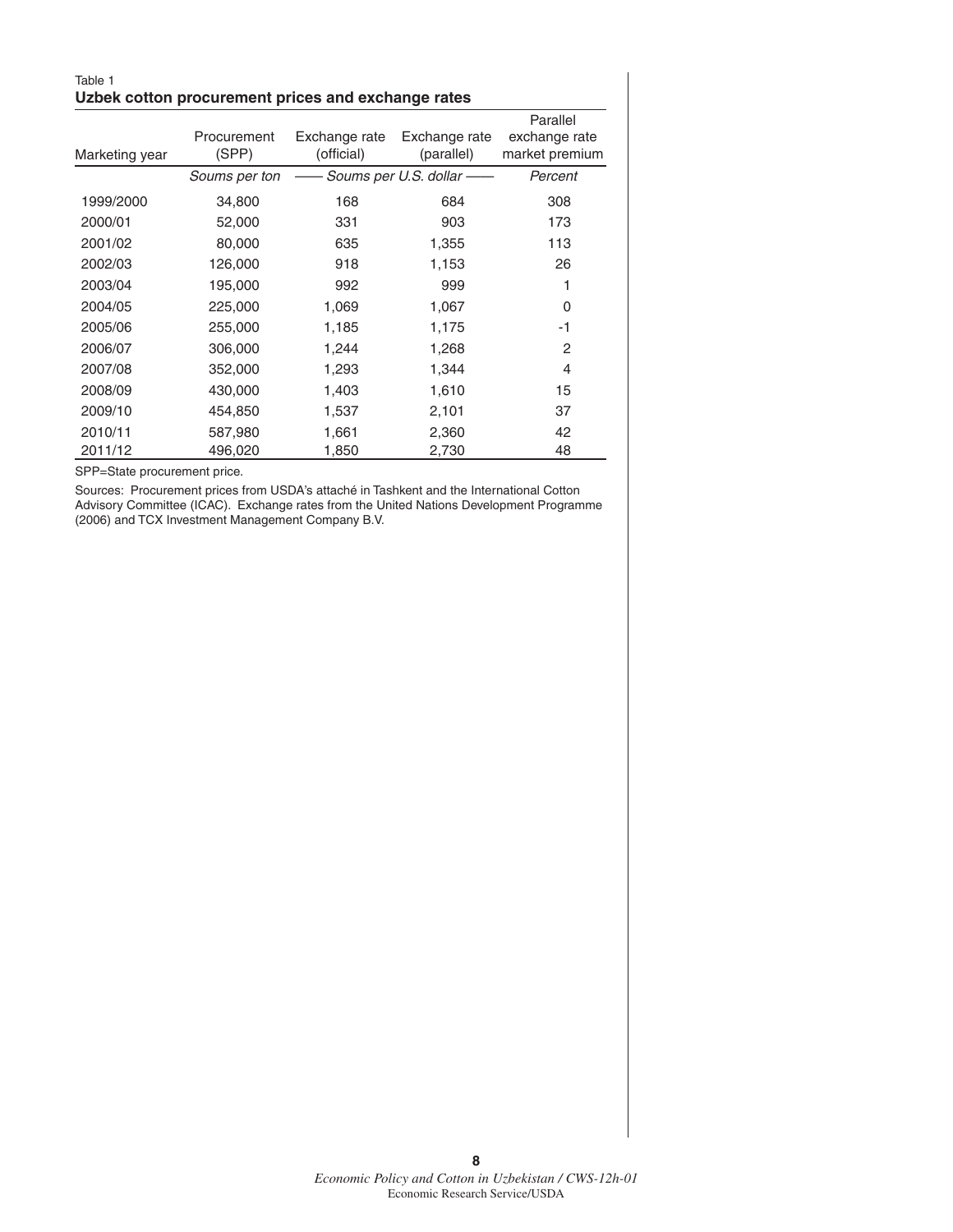Table 1

**Uzbek cotton procurement prices and exchange rates**

| Marketing year | Procurement (SPP) | Exchange rate (official) | Exchange rate (parallel) | Parallel exchange rate market premium |
|---|---|---|---|---|
| | *Soums per ton* | *—— Soums per U.S. dollar ——* | | *Percent* |
| 1999/2000 | 34,800 | 168 | 684 | 308 |
| 2000/01 | 52,000 | 331 | 903 | 173 |
| 2001/02 | 80,000 | 635 | 1,355 | 113 |
| 2002/03 | 126,000 | 918 | 1,153 | 26 |
| 2003/04 | 195,000 | 992 | 999 | 1 |
| 2004/05 | 225,000 | 1,069 | 1,067 | 0 |
| 2005/06 | 255,000 | 1,185 | 1,175 | -1 |
| 2006/07 | 306,000 | 1,244 | 1,268 | 2 |
| 2007/08 | 352,000 | 1,293 | 1,344 | 4 |
| 2008/09 | 430,000 | 1,403 | 1,610 | 15 |
| 2009/10 | 454,850 | 1,537 | 2,101 | 37 |
| 2010/11 | 587,980 | 1,661 | 2,360 | 42 |
| 2011/12 | 496,020 | 1,850 | 2,730 | 48 |

SPP=State procurement price.

Sources: Procurement prices from USDA's attaché in Tashkent and the International Cotton Advisory Committee (ICAC). Exchange rates from the United Nations Development Programme (2006) and TCX Investment Management Company B.V.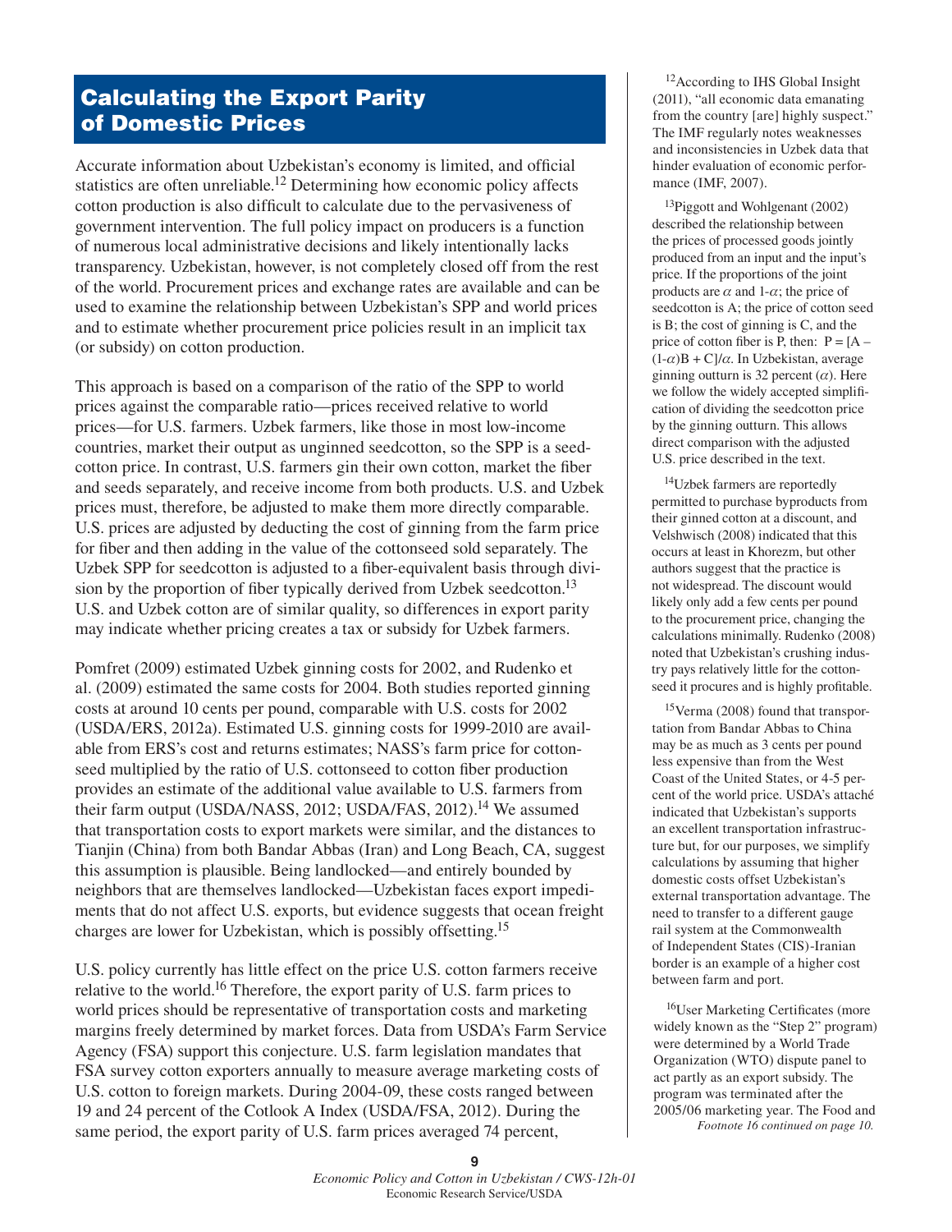## Calculating the Export Parity of Domestic Prices

Accurate information about Uzbekistan's economy is limited, and official statistics are often unreliable.[12] Determining how economic policy affects cotton production is also difficult to calculate due to the pervasiveness of government intervention. The full policy impact on producers is a function of numerous local administrative decisions and likely intentionally lacks transparency. Uzbekistan, however, is not completely closed off from the rest of the world. Procurement prices and exchange rates are available and can be used to examine the relationship between Uzbekistan's SPP and world prices and to estimate whether procurement price policies result in an implicit tax (or subsidy) on cotton production.

This approach is based on a comparison of the ratio of the SPP to world prices against the comparable ratio—prices received relative to world prices—for U.S. farmers. Uzbek farmers, like those in most low-income countries, market their output as unginned seedcotton, so the SPP is a seedcotton price. In contrast, U.S. farmers gin their own cotton, market the fiber and seeds separately, and receive income from both products. U.S. and Uzbek prices must, therefore, be adjusted to make them more directly comparable. U.S. prices are adjusted by deducting the cost of ginning from the farm price for fiber and then adding in the value of the cottonseed sold separately. The Uzbek SPP for seedcotton is adjusted to a fiber-equivalent basis through division by the proportion of fiber typically derived from Uzbek seedcotton.[13] U.S. and Uzbek cotton are of similar quality, so differences in export parity may indicate whether pricing creates a tax or subsidy for Uzbek farmers.

Pomfret (2009) estimated Uzbek ginning costs for 2002, and Rudenko et al. (2009) estimated the same costs for 2004. Both studies reported ginning costs at around 10 cents per pound, comparable with U.S. costs for 2002 (USDA/ERS, 2012a). Estimated U.S. ginning costs for 1999-2010 are available from ERS's cost and returns estimates; NASS's farm price for cottonseed multiplied by the ratio of U.S. cottonseed to cotton fiber production provides an estimate of the additional value available to U.S. farmers from their farm output (USDA/NASS, 2012; USDA/FAS, 2012).[14] We assumed that transportation costs to export markets were similar, and the distances to Tianjin (China) from both Bandar Abbas (Iran) and Long Beach, CA, suggest this assumption is plausible. Being landlocked—and entirely bounded by neighbors that are themselves landlocked—Uzbekistan faces export impediments that do not affect U.S. exports, but evidence suggests that ocean freight charges are lower for Uzbekistan, which is possibly offsetting.[15]

U.S. policy currently has little effect on the price U.S. cotton farmers receive relative to the world.[16] Therefore, the export parity of U.S. farm prices to world prices should be representative of transportation costs and marketing margins freely determined by market forces. Data from USDA's Farm Service Agency (FSA) support this conjecture. U.S. farm legislation mandates that FSA survey cotton exporters annually to measure average marketing costs of U.S. cotton to foreign markets. During 2004-09, these costs ranged between 19 and 24 percent of the Cotlook A Index (USDA/FSA, 2012). During the same period, the export parity of U.S. farm prices averaged 74 percent,

[12]According to IHS Global Insight (2011), "all economic data emanating from the country [are] highly suspect." The IMF regularly notes weaknesses and inconsistencies in Uzbek data that hinder evaluation of economic performance (IMF, 2007).

[13]Piggott and Wohlgenant (2002) described the relationship between the prices of processed goods jointly produced from an input and the input's price. If the proportions of the joint products are $\alpha$ and 1-$\alpha$; the price of seedcotton is A; the price of cotton seed is B; the cost of ginning is C, and the price of cotton fiber is P, then: $P = [A - (1-\alpha)B + C]/\alpha$. In Uzbekistan, average ginning outturn is 32 percent ($\alpha$). Here we follow the widely accepted simplification of dividing the seedcotton price by the ginning outturn. This allows direct comparison with the adjusted U.S. price described in the text.

[14]Uzbek farmers are reportedly permitted to purchase byproducts from their ginned cotton at a discount, and Velshwisch (2008) indicated that this occurs at least in Khorezm, but other authors suggest that the practice is not widespread. The discount would likely only add a few cents per pound to the procurement price, changing the calculations minimally. Rudenko (2008) noted that Uzbekistan's crushing industry pays relatively little for the cottonseed it procures and is highly profitable.

[15]Verma (2008) found that transportation from Bandar Abbas to China may be as much as 3 cents per pound less expensive than from the West Coast of the United States, or 4-5 percent of the world price. USDA's attaché indicated that Uzbekistan's supports an excellent transportation infrastructure but, for our purposes, we simplify calculations by assuming that higher domestic costs offset Uzbekistan's external transportation advantage. The need to transfer to a different gauge rail system at the Commonwealth of Independent States (CIS)-Iranian border is an example of a higher cost between farm and port.

[16]User Marketing Certificates (more widely known as the "Step 2" program) were determined by a World Trade Organization (WTO) dispute panel to act partly as an export subsidy. The program was terminated after the 2005/06 marketing year. The Food and *Footnote 16 continued on page 10.*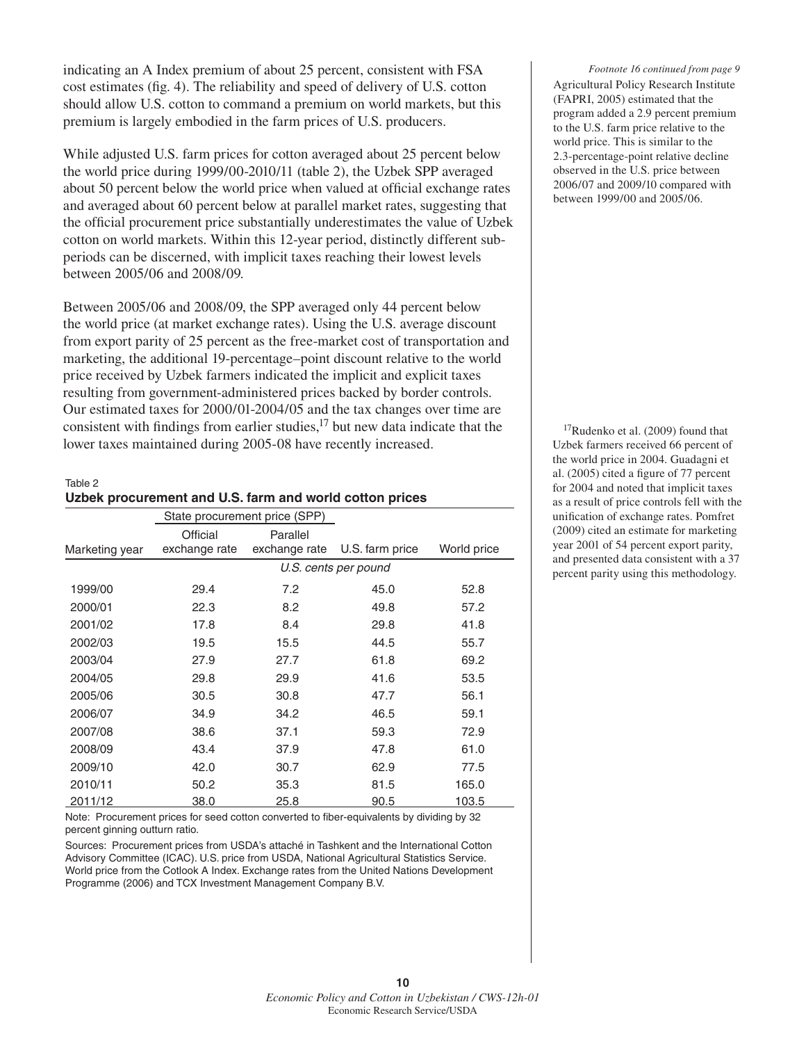indicating an A Index premium of about 25 percent, consistent with FSA cost estimates (fig. 4). The reliability and speed of delivery of U.S. cotton should allow U.S. cotton to command a premium on world markets, but this premium is largely embodied in the farm prices of U.S. producers.

While adjusted U.S. farm prices for cotton averaged about 25 percent below the world price during 1999/00-2010/11 (table 2), the Uzbek SPP averaged about 50 percent below the world price when valued at official exchange rates and averaged about 60 percent below at parallel market rates, suggesting that the official procurement price substantially underestimates the value of Uzbek cotton on world markets. Within this 12-year period, distinctly different sub-periods can be discerned, with implicit taxes reaching their lowest levels between 2005/06 and 2008/09.

Between 2005/06 and 2008/09, the SPP averaged only 44 percent below the world price (at market exchange rates). Using the U.S. average discount from export parity of 25 percent as the free-market cost of transportation and marketing, the additional 19-percentage–point discount relative to the world price received by Uzbek farmers indicated the implicit and explicit taxes resulting from government-administered prices backed by border controls. Our estimated taxes for 2000/01-2004/05 and the tax changes over time are consistent with findings from earlier studies,[17] but new data indicate that the lower taxes maintained during 2005-08 have recently increased.

Table 2
**Uzbek procurement and U.S. farm and world cotton prices**

| | State procurement price (SPP) | | | |
|---|---|---|---|---|
| Marketing year | Official exchange rate | Parallel exchange rate | U.S. farm price | World price |
| | *U.S. cents per pound* | | | |
| 1999/00 | 29.4 | 7.2 | 45.0 | 52.8 |
| 2000/01 | 22.3 | 8.2 | 49.8 | 57.2 |
| 2001/02 | 17.8 | 8.4 | 29.8 | 41.8 |
| 2002/03 | 19.5 | 15.5 | 44.5 | 55.7 |
| 2003/04 | 27.9 | 27.7 | 61.8 | 69.2 |
| 2004/05 | 29.8 | 29.9 | 41.6 | 53.5 |
| 2005/06 | 30.5 | 30.8 | 47.7 | 56.1 |
| 2006/07 | 34.9 | 34.2 | 46.5 | 59.1 |
| 2007/08 | 38.6 | 37.1 | 59.3 | 72.9 |
| 2008/09 | 43.4 | 37.9 | 47.8 | 61.0 |
| 2009/10 | 42.0 | 30.7 | 62.9 | 77.5 |
| 2010/11 | 50.2 | 35.3 | 81.5 | 165.0 |
| 2011/12 | 38.0 | 25.8 | 90.5 | 103.5 |

Note: Procurement prices for seed cotton converted to fiber-equivalents by dividing by 32 percent ginning outturn ratio.

Sources: Procurement prices from USDA's attaché in Tashkent and the International Cotton Advisory Committee (ICAC). U.S. price from USDA, National Agricultural Statistics Service. World price from the Cotlook A Index. Exchange rates from the United Nations Development Programme (2006) and TCX Investment Management Company B.V.

*Footnote 16 continued from page 9*

Agricultural Policy Research Institute (FAPRI, 2005) estimated that the program added a 2.9 percent premium to the U.S. farm price relative to the world price. This is similar to the 2.3-percentage-point relative decline observed in the U.S. price between 2006/07 and 2009/10 compared with between 1999/00 and 2005/06.

[17]Rudenko et al. (2009) found that Uzbek farmers received 66 percent of the world price in 2004. Guadagni et al. (2005) cited a figure of 77 percent for 2004 and noted that implicit taxes as a result of price controls fell with the unification of exchange rates. Pomfret (2009) cited an estimate for marketing year 2001 of 54 percent export parity, and presented data consistent with a 37 percent parity using this methodology.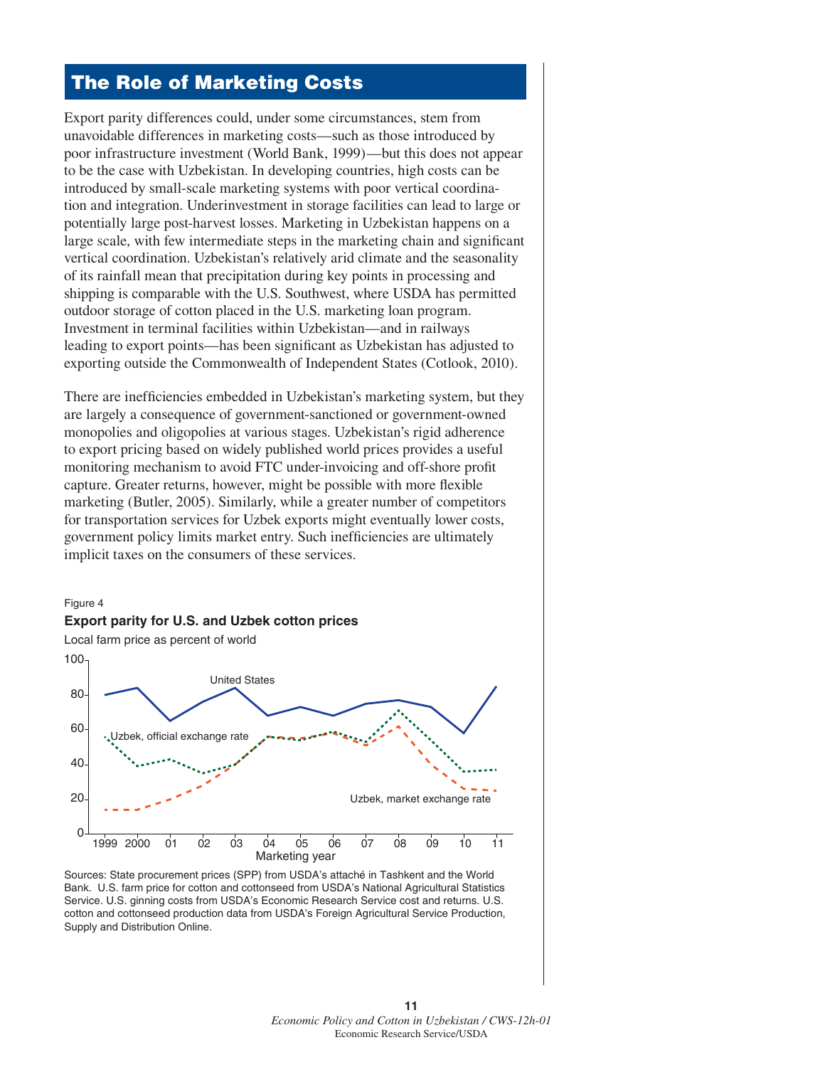## The Role of Marketing Costs

Export parity differences could, under some circumstances, stem from unavoidable differences in marketing costs—such as those introduced by poor infrastructure investment (World Bank, 1999)—but this does not appear to be the case with Uzbekistan. In developing countries, high costs can be introduced by small-scale marketing systems with poor vertical coordination and integration. Underinvestment in storage facilities can lead to large or potentially large post-harvest losses. Marketing in Uzbekistan happens on a large scale, with few intermediate steps in the marketing chain and significant vertical coordination. Uzbekistan's relatively arid climate and the seasonality of its rainfall mean that precipitation during key points in processing and shipping is comparable with the U.S. Southwest, where USDA has permitted outdoor storage of cotton placed in the U.S. marketing loan program. Investment in terminal facilities within Uzbekistan—and in railways leading to export points—has been significant as Uzbekistan has adjusted to exporting outside the Commonwealth of Independent States (Cotlook, 2010).

There are inefficiencies embedded in Uzbekistan's marketing system, but they are largely a consequence of government-sanctioned or government-owned monopolies and oligopolies at various stages. Uzbekistan's rigid adherence to export pricing based on widely published world prices provides a useful monitoring mechanism to avoid FTC under-invoicing and off-shore profit capture. Greater returns, however, might be possible with more flexible marketing (Butler, 2005). Similarly, while a greater number of competitors for transportation services for Uzbek exports might eventually lower costs, government policy limits market entry. Such inefficiencies are ultimately implicit taxes on the consumers of these services.

Figure 4

**Export parity for U.S. and Uzbek cotton prices**

Local farm price as percent of world

Sources: State procurement prices (SPP) from USDA's attaché in Tashkent and the World Bank. U.S. farm price for cotton and cottonseed from USDA's National Agricultural Statistics Service. U.S. ginning costs from USDA's Economic Research Service cost and returns. U.S. cotton and cottonseed production data from USDA's Foreign Agricultural Service Production, Supply and Distribution Online.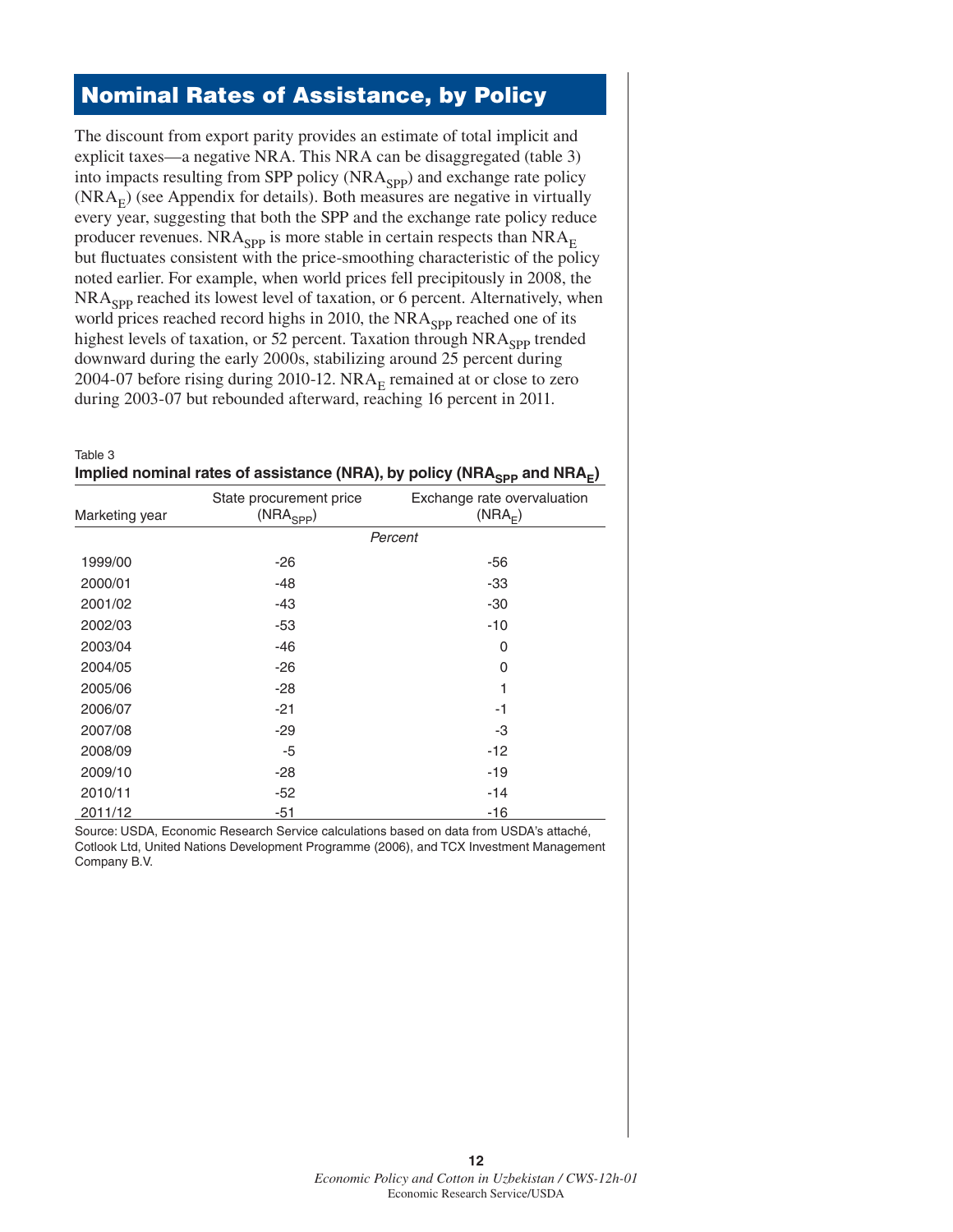## Nominal Rates of Assistance, by Policy

The discount from export parity provides an estimate of total implicit and explicit taxes—a negative NRA. This NRA can be disaggregated (table 3) into impacts resulting from SPP policy ($NRA_{SPP}$) and exchange rate policy ($NRA_E$) (see Appendix for details). Both measures are negative in virtually every year, suggesting that both the SPP and the exchange rate policy reduce producer revenues. $NRA_{SPP}$ is more stable in certain respects than $NRA_E$ but fluctuates consistent with the price-smoothing characteristic of the policy noted earlier. For example, when world prices fell precipitously in 2008, the $NRA_{SPP}$ reached its lowest level of taxation, or 6 percent. Alternatively, when world prices reached record highs in 2010, the $NRA_{SPP}$ reached one of its highest levels of taxation, or 52 percent. Taxation through $NRA_{SPP}$ trended downward during the early 2000s, stabilizing around 25 percent during 2004-07 before rising during 2010-12. $NRA_E$ remained at or close to zero during 2003-07 but rebounded afterward, reaching 16 percent in 2011.

Table 3

**Implied nominal rates of assistance (NRA), by policy ($NRA_{SPP}$ and $NRA_E$)**

| Marketing year | State procurement price ($NRA_{SPP}$) | Exchange rate overvaluation ($NRA_E$) |
|---|---|---|
| | *Percent* | |
| 1999/00 | -26 | -56 |
| 2000/01 | -48 | -33 |
| 2001/02 | -43 | -30 |
| 2002/03 | -53 | -10 |
| 2003/04 | -46 | 0 |
| 2004/05 | -26 | 0 |
| 2005/06 | -28 | 1 |
| 2006/07 | -21 | -1 |
| 2007/08 | -29 | -3 |
| 2008/09 | -5 | -12 |
| 2009/10 | -28 | -19 |
| 2010/11 | -52 | -14 |
| 2011/12 | -51 | -16 |

Source: USDA, Economic Research Service calculations based on data from USDA's attaché, Cotlook Ltd, United Nations Development Programme (2006), and TCX Investment Management Company B.V.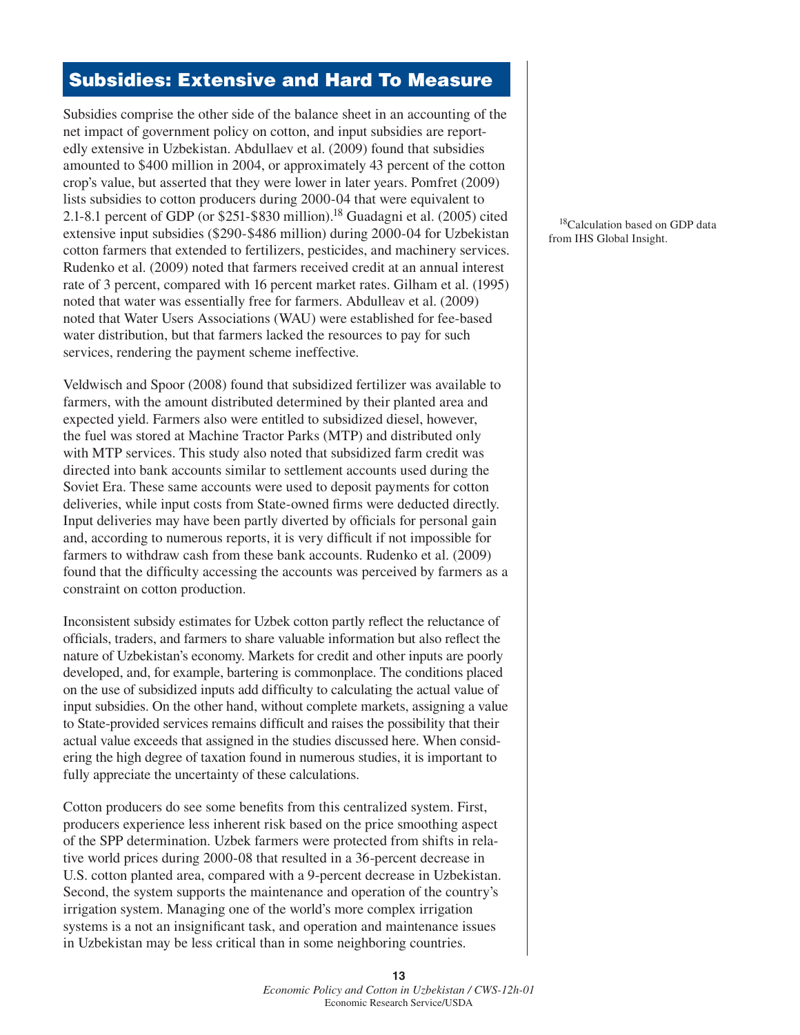## Subsidies: Extensive and Hard To Measure

Subsidies comprise the other side of the balance sheet in an accounting of the net impact of government policy on cotton, and input subsidies are reportedly extensive in Uzbekistan. Abdullaev et al. (2009) found that subsidies amounted to $400 million in 2004, or approximately 43 percent of the cotton crop's value, but asserted that they were lower in later years. Pomfret (2009) lists subsidies to cotton producers during 2000-04 that were equivalent to 2.1-8.1 percent of GDP (or $251-$830 million).[18] Guadagni et al. (2005) cited extensive input subsidies ($290-$486 million) during 2000-04 for Uzbekistan cotton farmers that extended to fertilizers, pesticides, and machinery services. Rudenko et al. (2009) noted that farmers received credit at an annual interest rate of 3 percent, compared with 16 percent market rates. Gilham et al. (1995) noted that water was essentially free for farmers. Abdulleav et al. (2009) noted that Water Users Associations (WAU) were established for fee-based water distribution, but that farmers lacked the resources to pay for such services, rendering the payment scheme ineffective.

Veldwisch and Spoor (2008) found that subsidized fertilizer was available to farmers, with the amount distributed determined by their planted area and expected yield. Farmers also were entitled to subsidized diesel, however, the fuel was stored at Machine Tractor Parks (MTP) and distributed only with MTP services. This study also noted that subsidized farm credit was directed into bank accounts similar to settlement accounts used during the Soviet Era. These same accounts were used to deposit payments for cotton deliveries, while input costs from State-owned firms were deducted directly. Input deliveries may have been partly diverted by officials for personal gain and, according to numerous reports, it is very difficult if not impossible for farmers to withdraw cash from these bank accounts. Rudenko et al. (2009) found that the difficulty accessing the accounts was perceived by farmers as a constraint on cotton production.

Inconsistent subsidy estimates for Uzbek cotton partly reflect the reluctance of officials, traders, and farmers to share valuable information but also reflect the nature of Uzbekistan's economy. Markets for credit and other inputs are poorly developed, and, for example, bartering is commonplace. The conditions placed on the use of subsidized inputs add difficulty to calculating the actual value of input subsidies. On the other hand, without complete markets, assigning a value to State-provided services remains difficult and raises the possibility that their actual value exceeds that assigned in the studies discussed here. When considering the high degree of taxation found in numerous studies, it is important to fully appreciate the uncertainty of these calculations.

Cotton producers do see some benefits from this centralized system. First, producers experience less inherent risk based on the price smoothing aspect of the SPP determination. Uzbek farmers were protected from shifts in relative world prices during 2000-08 that resulted in a 36-percent decrease in U.S. cotton planted area, compared with a 9-percent decrease in Uzbekistan. Second, the system supports the maintenance and operation of the country's irrigation system. Managing one of the world's more complex irrigation systems is a not an insignificant task, and operation and maintenance issues in Uzbekistan may be less critical than in some neighboring countries.

[18]Calculation based on GDP data from IHS Global Insight.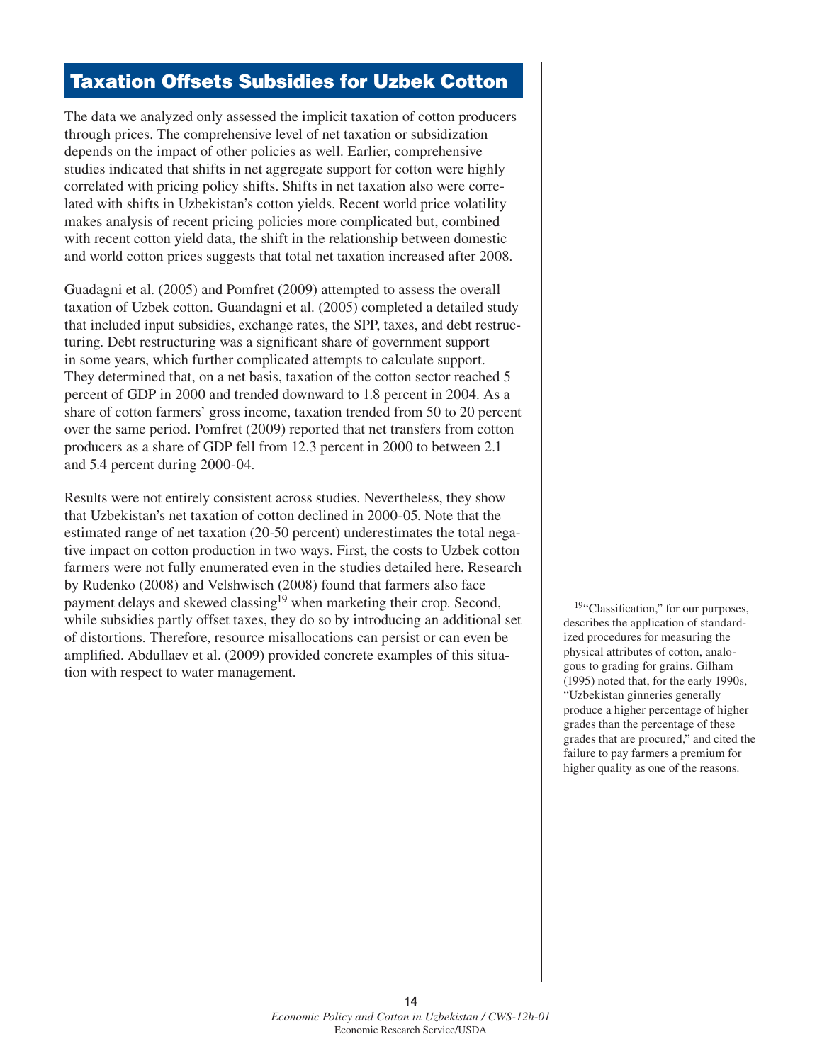## Taxation Offsets Subsidies for Uzbek Cotton

The data we analyzed only assessed the implicit taxation of cotton producers through prices. The comprehensive level of net taxation or subsidization depends on the impact of other policies as well. Earlier, comprehensive studies indicated that shifts in net aggregate support for cotton were highly correlated with pricing policy shifts. Shifts in net taxation also were correlated with shifts in Uzbekistan's cotton yields. Recent world price volatility makes analysis of recent pricing policies more complicated but, combined with recent cotton yield data, the shift in the relationship between domestic and world cotton prices suggests that total net taxation increased after 2008.

Guadagni et al. (2005) and Pomfret (2009) attempted to assess the overall taxation of Uzbek cotton. Guandagni et al. (2005) completed a detailed study that included input subsidies, exchange rates, the SPP, taxes, and debt restructuring. Debt restructuring was a significant share of government support in some years, which further complicated attempts to calculate support. They determined that, on a net basis, taxation of the cotton sector reached 5 percent of GDP in 2000 and trended downward to 1.8 percent in 2004. As a share of cotton farmers' gross income, taxation trended from 50 to 20 percent over the same period. Pomfret (2009) reported that net transfers from cotton producers as a share of GDP fell from 12.3 percent in 2000 to between 2.1 and 5.4 percent during 2000-04.

Results were not entirely consistent across studies. Nevertheless, they show that Uzbekistan's net taxation of cotton declined in 2000-05. Note that the estimated range of net taxation (20-50 percent) underestimates the total negative impact on cotton production in two ways. First, the costs to Uzbek cotton farmers were not fully enumerated even in the studies detailed here. Research by Rudenko (2008) and Velshwisch (2008) found that farmers also face payment delays and skewed classing[19] when marketing their crop. Second, while subsidies partly offset taxes, they do so by introducing an additional set of distortions. Therefore, resource misallocations can persist or can even be amplified. Abdullaev et al. (2009) provided concrete examples of this situation with respect to water management.

[19] "Classification," for our purposes, describes the application of standardized procedures for measuring the physical attributes of cotton, analogous to grading for grains. Gilham (1995) noted that, for the early 1990s, "Uzbekistan ginneries generally produce a higher percentage of higher grades than the percentage of these grades that are procured," and cited the failure to pay farmers a premium for higher quality as one of the reasons.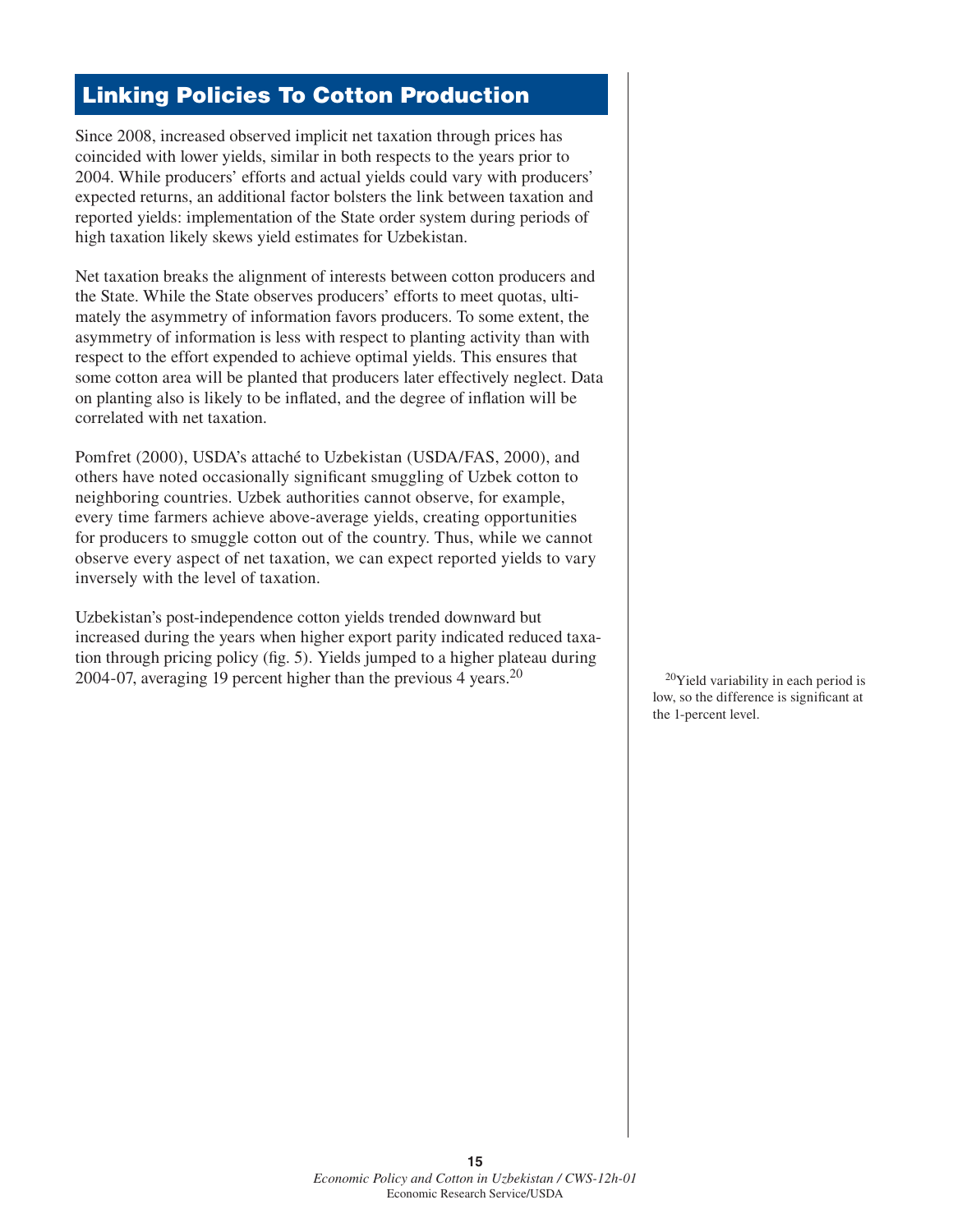## Linking Policies To Cotton Production

Since 2008, increased observed implicit net taxation through prices has coincided with lower yields, similar in both respects to the years prior to 2004. While producers' efforts and actual yields could vary with producers' expected returns, an additional factor bolsters the link between taxation and reported yields: implementation of the State order system during periods of high taxation likely skews yield estimates for Uzbekistan.

Net taxation breaks the alignment of interests between cotton producers and the State. While the State observes producers' efforts to meet quotas, ultimately the asymmetry of information favors producers. To some extent, the asymmetry of information is less with respect to planting activity than with respect to the effort expended to achieve optimal yields. This ensures that some cotton area will be planted that producers later effectively neglect. Data on planting also is likely to be inflated, and the degree of inflation will be correlated with net taxation.

Pomfret (2000), USDA's attaché to Uzbekistan (USDA/FAS, 2000), and others have noted occasionally significant smuggling of Uzbek cotton to neighboring countries. Uzbek authorities cannot observe, for example, every time farmers achieve above-average yields, creating opportunities for producers to smuggle cotton out of the country. Thus, while we cannot observe every aspect of net taxation, we can expect reported yields to vary inversely with the level of taxation.

Uzbekistan's post-independence cotton yields trended downward but increased during the years when higher export parity indicated reduced taxation through pricing policy (fig. 5). Yields jumped to a higher plateau during 2004-07, averaging 19 percent higher than the previous 4 years.[20]

[20]Yield variability in each period is low, so the difference is significant at the 1-percent level.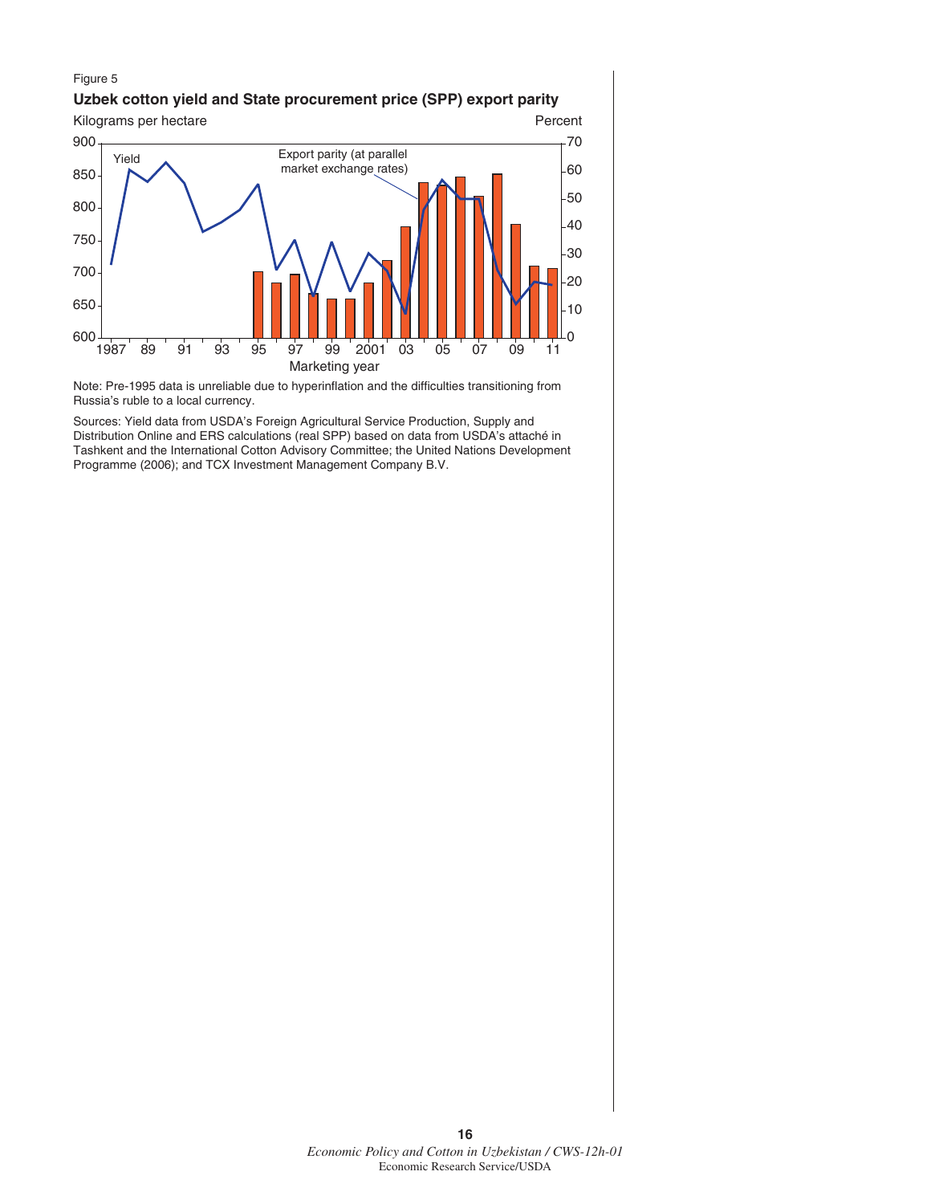Figure 5

**Uzbek cotton yield and State procurement price (SPP) export parity**

Note: Pre-1995 data is unreliable due to hyperinflation and the difficulties transitioning from Russia's ruble to a local currency.

Sources: Yield data from USDA's Foreign Agricultural Service Production, Supply and Distribution Online and ERS calculations (real SPP) based on data from USDA's attaché in Tashkent and the International Cotton Advisory Committee; the United Nations Development Programme (2006); and TCX Investment Management Company B.V.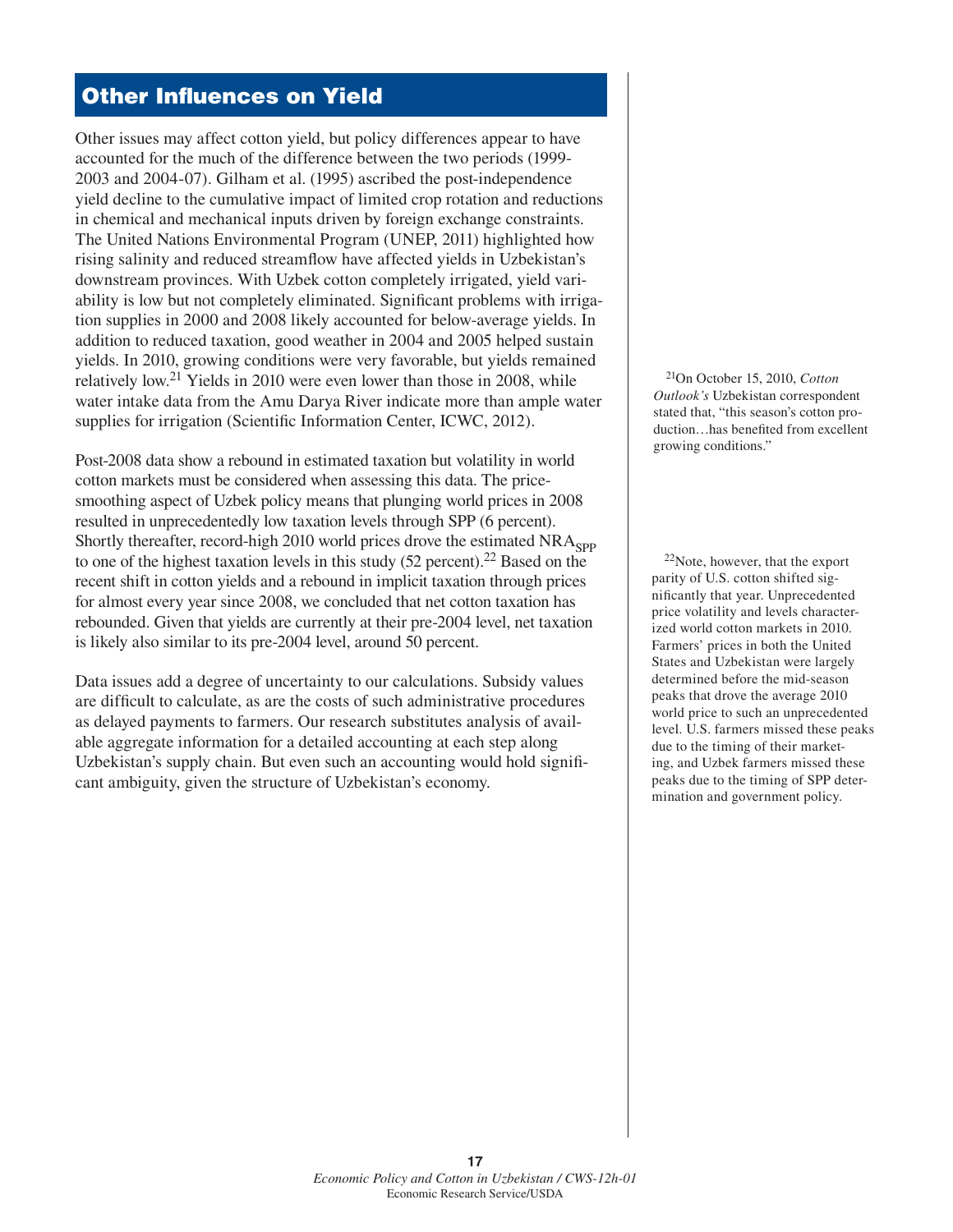## Other Influences on Yield

Other issues may affect cotton yield, but policy differences appear to have accounted for the much of the difference between the two periods (1999-2003 and 2004-07). Gilham et al. (1995) ascribed the post-independence yield decline to the cumulative impact of limited crop rotation and reductions in chemical and mechanical inputs driven by foreign exchange constraints. The United Nations Environmental Program (UNEP, 2011) highlighted how rising salinity and reduced streamflow have affected yields in Uzbekistan's downstream provinces. With Uzbek cotton completely irrigated, yield variability is low but not completely eliminated. Significant problems with irrigation supplies in 2000 and 2008 likely accounted for below-average yields. In addition to reduced taxation, good weather in 2004 and 2005 helped sustain yields. In 2010, growing conditions were very favorable, but yields remained relatively low.[21] Yields in 2010 were even lower than those in 2008, while water intake data from the Amu Darya River indicate more than ample water supplies for irrigation (Scientific Information Center, ICWC, 2012).

Post-2008 data show a rebound in estimated taxation but volatility in world cotton markets must be considered when assessing this data. The price-smoothing aspect of Uzbek policy means that plunging world prices in 2008 resulted in unprecedentedly low taxation levels through SPP (6 percent). Shortly thereafter, record-high 2010 world prices drove the estimated $NRA_{SPP}$ to one of the highest taxation levels in this study (52 percent).[22] Based on the recent shift in cotton yields and a rebound in implicit taxation through prices for almost every year since 2008, we concluded that net cotton taxation has rebounded. Given that yields are currently at their pre-2004 level, net taxation is likely also similar to its pre-2004 level, around 50 percent.

Data issues add a degree of uncertainty to our calculations. Subsidy values are difficult to calculate, as are the costs of such administrative procedures as delayed payments to farmers. Our research substitutes analysis of available aggregate information for a detailed accounting at each step along Uzbekistan's supply chain. But even such an accounting would hold significant ambiguity, given the structure of Uzbekistan's economy.

[21] On October 15, 2010, *Cotton Outlook's* Uzbekistan correspondent stated that, "this season's cotton production…has benefited from excellent growing conditions."

[22] Note, however, that the export parity of U.S. cotton shifted significantly that year. Unprecedented price volatility and levels characterized world cotton markets in 2010. Farmers' prices in both the United States and Uzbekistan were largely determined before the mid-season peaks that drove the average 2010 world price to such an unprecedented level. U.S. farmers missed these peaks due to the timing of their marketing, and Uzbek farmers missed these peaks due to the timing of SPP determination and government policy.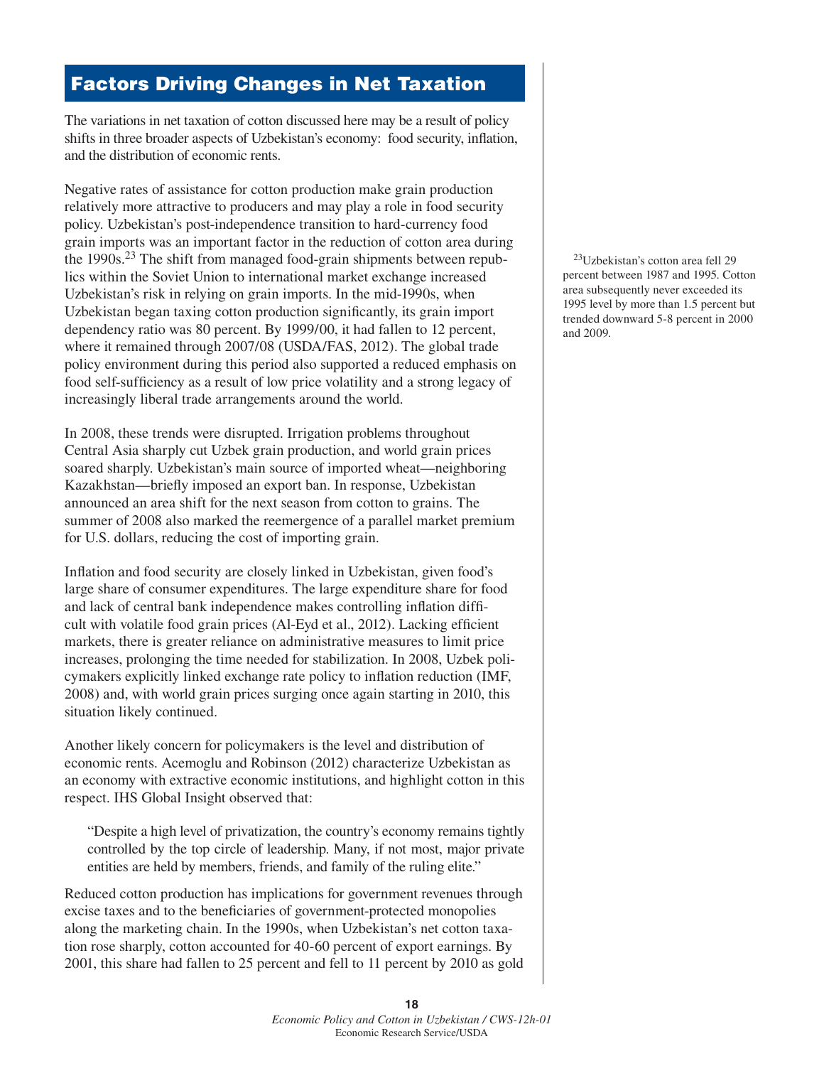## Factors Driving Changes in Net Taxation

The variations in net taxation of cotton discussed here may be a result of policy shifts in three broader aspects of Uzbekistan's economy: food security, inflation, and the distribution of economic rents.

Negative rates of assistance for cotton production make grain production relatively more attractive to producers and may play a role in food security policy. Uzbekistan's post-independence transition to hard-currency food grain imports was an important factor in the reduction of cotton area during the 1990s.[23] The shift from managed food-grain shipments between republics within the Soviet Union to international market exchange increased Uzbekistan's risk in relying on grain imports. In the mid-1990s, when Uzbekistan began taxing cotton production significantly, its grain import dependency ratio was 80 percent. By 1999/00, it had fallen to 12 percent, where it remained through 2007/08 (USDA/FAS, 2012). The global trade policy environment during this period also supported a reduced emphasis on food self-sufficiency as a result of low price volatility and a strong legacy of increasingly liberal trade arrangements around the world.

In 2008, these trends were disrupted. Irrigation problems throughout Central Asia sharply cut Uzbek grain production, and world grain prices soared sharply. Uzbekistan's main source of imported wheat—neighboring Kazakhstan—briefly imposed an export ban. In response, Uzbekistan announced an area shift for the next season from cotton to grains. The summer of 2008 also marked the reemergence of a parallel market premium for U.S. dollars, reducing the cost of importing grain.

Inflation and food security are closely linked in Uzbekistan, given food's large share of consumer expenditures. The large expenditure share for food and lack of central bank independence makes controlling inflation difficult with volatile food grain prices (Al-Eyd et al., 2012). Lacking efficient markets, there is greater reliance on administrative measures to limit price increases, prolonging the time needed for stabilization. In 2008, Uzbek policymakers explicitly linked exchange rate policy to inflation reduction (IMF, 2008) and, with world grain prices surging once again starting in 2010, this situation likely continued.

Another likely concern for policymakers is the level and distribution of economic rents. Acemoglu and Robinson (2012) characterize Uzbekistan as an economy with extractive economic institutions, and highlight cotton in this respect. IHS Global Insight observed that:

> "Despite a high level of privatization, the country's economy remains tightly controlled by the top circle of leadership. Many, if not most, major private entities are held by members, friends, and family of the ruling elite."

Reduced cotton production has implications for government revenues through excise taxes and to the beneficiaries of government-protected monopolies along the marketing chain. In the 1990s, when Uzbekistan's net cotton taxation rose sharply, cotton accounted for 40-60 percent of export earnings. By 2001, this share had fallen to 25 percent and fell to 11 percent by 2010 as gold

[23] Uzbekistan's cotton area fell 29 percent between 1987 and 1995. Cotton area subsequently never exceeded its 1995 level by more than 1.5 percent but trended downward 5-8 percent in 2000 and 2009.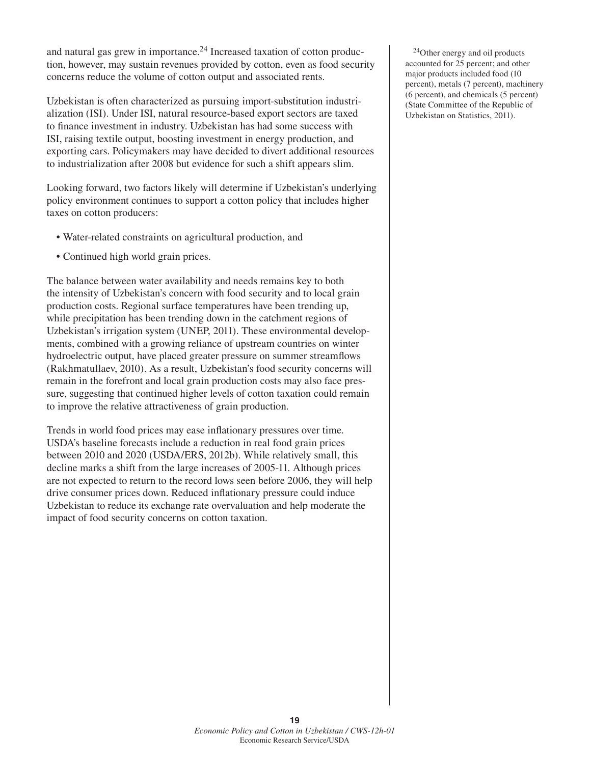and natural gas grew in importance.[24] Increased taxation of cotton production, however, may sustain revenues provided by cotton, even as food security concerns reduce the volume of cotton output and associated rents.

Uzbekistan is often characterized as pursuing import-substitution industrialization (ISI). Under ISI, natural resource-based export sectors are taxed to finance investment in industry. Uzbekistan has had some success with ISI, raising textile output, boosting investment in energy production, and exporting cars. Policymakers may have decided to divert additional resources to industrialization after 2008 but evidence for such a shift appears slim.

Looking forward, two factors likely will determine if Uzbekistan's underlying policy environment continues to support a cotton policy that includes higher taxes on cotton producers:

- Water-related constraints on agricultural production, and
- Continued high world grain prices.

The balance between water availability and needs remains key to both the intensity of Uzbekistan's concern with food security and to local grain production costs. Regional surface temperatures have been trending up, while precipitation has been trending down in the catchment regions of Uzbekistan's irrigation system (UNEP, 2011). These environmental developments, combined with a growing reliance of upstream countries on winter hydroelectric output, have placed greater pressure on summer streamflows (Rakhmatullaev, 2010). As a result, Uzbekistan's food security concerns will remain in the forefront and local grain production costs may also face pressure, suggesting that continued higher levels of cotton taxation could remain to improve the relative attractiveness of grain production.

Trends in world food prices may ease inflationary pressures over time. USDA's baseline forecasts include a reduction in real food grain prices between 2010 and 2020 (USDA/ERS, 2012b). While relatively small, this decline marks a shift from the large increases of 2005-11. Although prices are not expected to return to the record lows seen before 2006, they will help drive consumer prices down. Reduced inflationary pressure could induce Uzbekistan to reduce its exchange rate overvaluation and help moderate the impact of food security concerns on cotton taxation.

[24]Other energy and oil products accounted for 25 percent; and other major products included food (10 percent), metals (7 percent), machinery (6 percent), and chemicals (5 percent) (State Committee of the Republic of Uzbekistan on Statistics, 2011).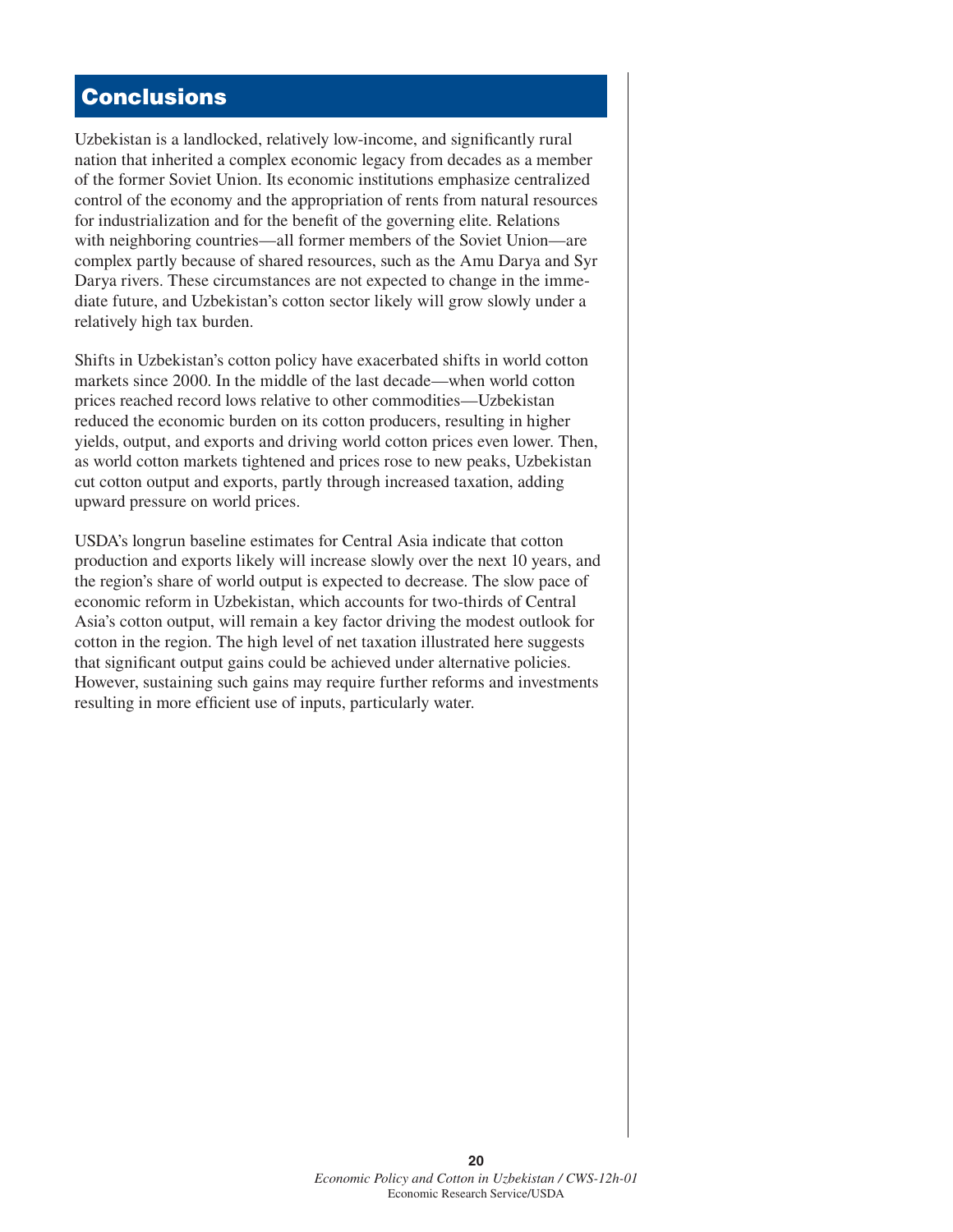## Conclusions

Uzbekistan is a landlocked, relatively low-income, and significantly rural nation that inherited a complex economic legacy from decades as a member of the former Soviet Union. Its economic institutions emphasize centralized control of the economy and the appropriation of rents from natural resources for industrialization and for the benefit of the governing elite. Relations with neighboring countries—all former members of the Soviet Union—are complex partly because of shared resources, such as the Amu Darya and Syr Darya rivers. These circumstances are not expected to change in the immediate future, and Uzbekistan's cotton sector likely will grow slowly under a relatively high tax burden.

Shifts in Uzbekistan's cotton policy have exacerbated shifts in world cotton markets since 2000. In the middle of the last decade—when world cotton prices reached record lows relative to other commodities—Uzbekistan reduced the economic burden on its cotton producers, resulting in higher yields, output, and exports and driving world cotton prices even lower. Then, as world cotton markets tightened and prices rose to new peaks, Uzbekistan cut cotton output and exports, partly through increased taxation, adding upward pressure on world prices.

USDA's longrun baseline estimates for Central Asia indicate that cotton production and exports likely will increase slowly over the next 10 years, and the region's share of world output is expected to decrease. The slow pace of economic reform in Uzbekistan, which accounts for two-thirds of Central Asia's cotton output, will remain a key factor driving the modest outlook for cotton in the region. The high level of net taxation illustrated here suggests that significant output gains could be achieved under alternative policies. However, sustaining such gains may require further reforms and investments resulting in more efficient use of inputs, particularly water.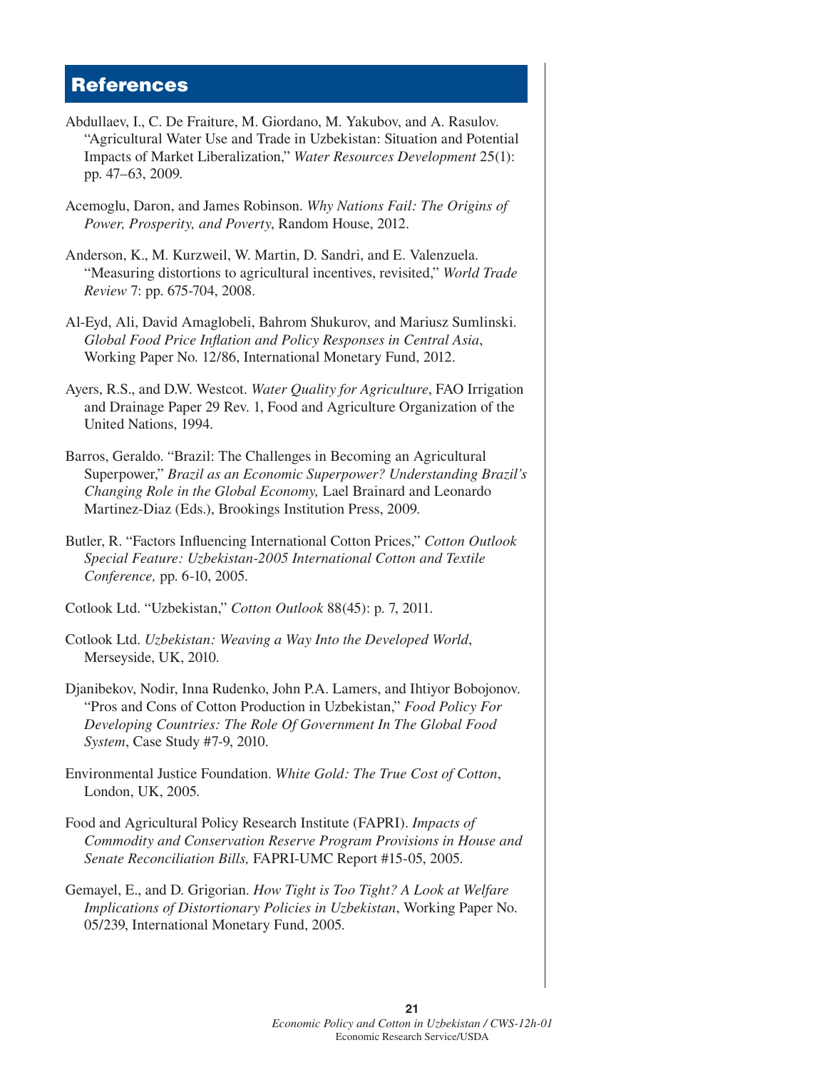## References

Abdullaev, I., C. De Fraiture, M. Giordano, M. Yakubov, and A. Rasulov. "Agricultural Water Use and Trade in Uzbekistan: Situation and Potential Impacts of Market Liberalization," *Water Resources Development* 25(1): pp. 47–63, 2009.

Acemoglu, Daron, and James Robinson. *Why Nations Fail: The Origins of Power, Prosperity, and Poverty*, Random House, 2012.

Anderson, K., M. Kurzweil, W. Martin, D. Sandri, and E. Valenzuela. "Measuring distortions to agricultural incentives, revisited," *World Trade Review* 7: pp. 675-704, 2008.

Al-Eyd, Ali, David Amaglobeli, Bahrom Shukurov, and Mariusz Sumlinski. *Global Food Price Inflation and Policy Responses in Central Asia*, Working Paper No. 12/86, International Monetary Fund, 2012.

Ayers, R.S., and D.W. Westcot. *Water Quality for Agriculture*, FAO Irrigation and Drainage Paper 29 Rev. 1, Food and Agriculture Organization of the United Nations, 1994.

Barros, Geraldo. "Brazil: The Challenges in Becoming an Agricultural Superpower," *Brazil as an Economic Superpower? Understanding Brazil's Changing Role in the Global Economy,* Lael Brainard and Leonardo Martinez-Diaz (Eds.), Brookings Institution Press, 2009.

Butler, R. "Factors Influencing International Cotton Prices," *Cotton Outlook Special Feature: Uzbekistan-2005 International Cotton and Textile Conference,* pp. 6-10, 2005.

Cotlook Ltd. "Uzbekistan," *Cotton Outlook* 88(45): p. 7, 2011.

Cotlook Ltd. *Uzbekistan: Weaving a Way Into the Developed World*, Merseyside, UK, 2010.

Djanibekov, Nodir, Inna Rudenko, John P.A. Lamers, and Ihtiyor Bobojonov. "Pros and Cons of Cotton Production in Uzbekistan," *Food Policy For Developing Countries: The Role Of Government In The Global Food System*, Case Study #7-9, 2010.

Environmental Justice Foundation. *White Gold: The True Cost of Cotton*, London, UK, 2005.

Food and Agricultural Policy Research Institute (FAPRI). *Impacts of Commodity and Conservation Reserve Program Provisions in House and Senate Reconciliation Bills,* FAPRI-UMC Report #15-05, 2005.

Gemayel, E., and D. Grigorian. *How Tight is Too Tight? A Look at Welfare Implications of Distortionary Policies in Uzbekistan*, Working Paper No. 05/239, International Monetary Fund, 2005.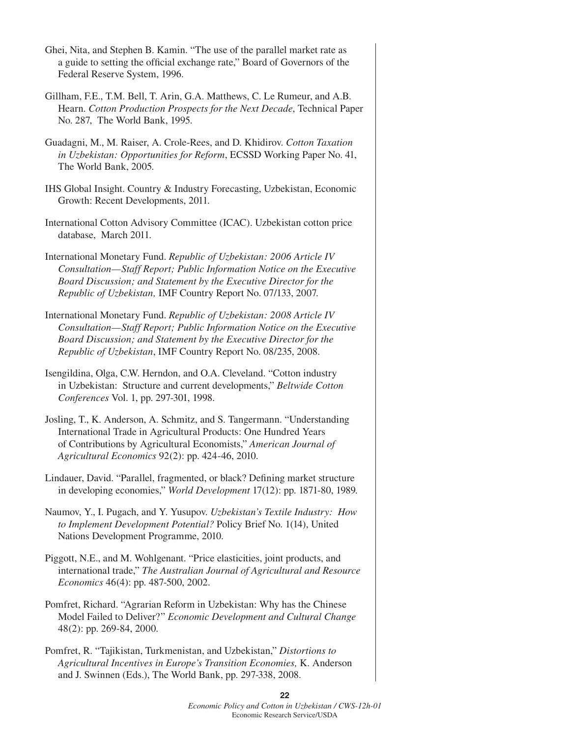Ghei, Nita, and Stephen B. Kamin. "The use of the parallel market rate as a guide to setting the official exchange rate," Board of Governors of the Federal Reserve System, 1996.

Gillham, F.E., T.M. Bell, T. Arin, G.A. Matthews, C. Le Rumeur, and A.B. Hearn. *Cotton Production Prospects for the Next Decade*, Technical Paper No. 287, The World Bank, 1995.

Guadagni, M., M. Raiser, A. Crole-Rees, and D. Khidirov. *Cotton Taxation in Uzbekistan: Opportunities for Reform*, ECSSD Working Paper No. 41, The World Bank, 2005.

IHS Global Insight. Country & Industry Forecasting, Uzbekistan, Economic Growth: Recent Developments, 2011.

International Cotton Advisory Committee (ICAC). Uzbekistan cotton price database, March 2011.

International Monetary Fund. *Republic of Uzbekistan: 2006 Article IV Consultation—Staff Report; Public Information Notice on the Executive Board Discussion; and Statement by the Executive Director for the Republic of Uzbekistan,* IMF Country Report No. 07/133, 2007.

International Monetary Fund. *Republic of Uzbekistan: 2008 Article IV Consultation—Staff Report; Public Information Notice on the Executive Board Discussion; and Statement by the Executive Director for the Republic of Uzbekistan*, IMF Country Report No. 08/235, 2008.

Isengildina, Olga, C.W. Herndon, and O.A. Cleveland. "Cotton industry in Uzbekistan: Structure and current developments," *Beltwide Cotton Conferences* Vol. 1, pp. 297-301, 1998.

Josling, T., K. Anderson, A. Schmitz, and S. Tangermann. "Understanding International Trade in Agricultural Products: One Hundred Years of Contributions by Agricultural Economists," *American Journal of Agricultural Economics* 92(2): pp. 424-46, 2010.

Lindauer, David. "Parallel, fragmented, or black? Defining market structure in developing economies," *World Development* 17(12): pp. 1871-80, 1989.

Naumov, Y., I. Pugach, and Y. Yusupov. *Uzbekistan's Textile Industry: How to Implement Development Potential?* Policy Brief No. 1(14), United Nations Development Programme, 2010.

Piggott, N.E., and M. Wohlgenant. "Price elasticities, joint products, and international trade," *The Australian Journal of Agricultural and Resource Economics* 46(4): pp. 487-500, 2002.

Pomfret, Richard. "Agrarian Reform in Uzbekistan: Why has the Chinese Model Failed to Deliver?" *Economic Development and Cultural Change* 48(2): pp. 269-84, 2000.

Pomfret, R. "Tajikistan, Turkmenistan, and Uzbekistan," *Distortions to Agricultural Incentives in Europe's Transition Economies,* K. Anderson and J. Swinnen (Eds.), The World Bank, pp. 297-338, 2008.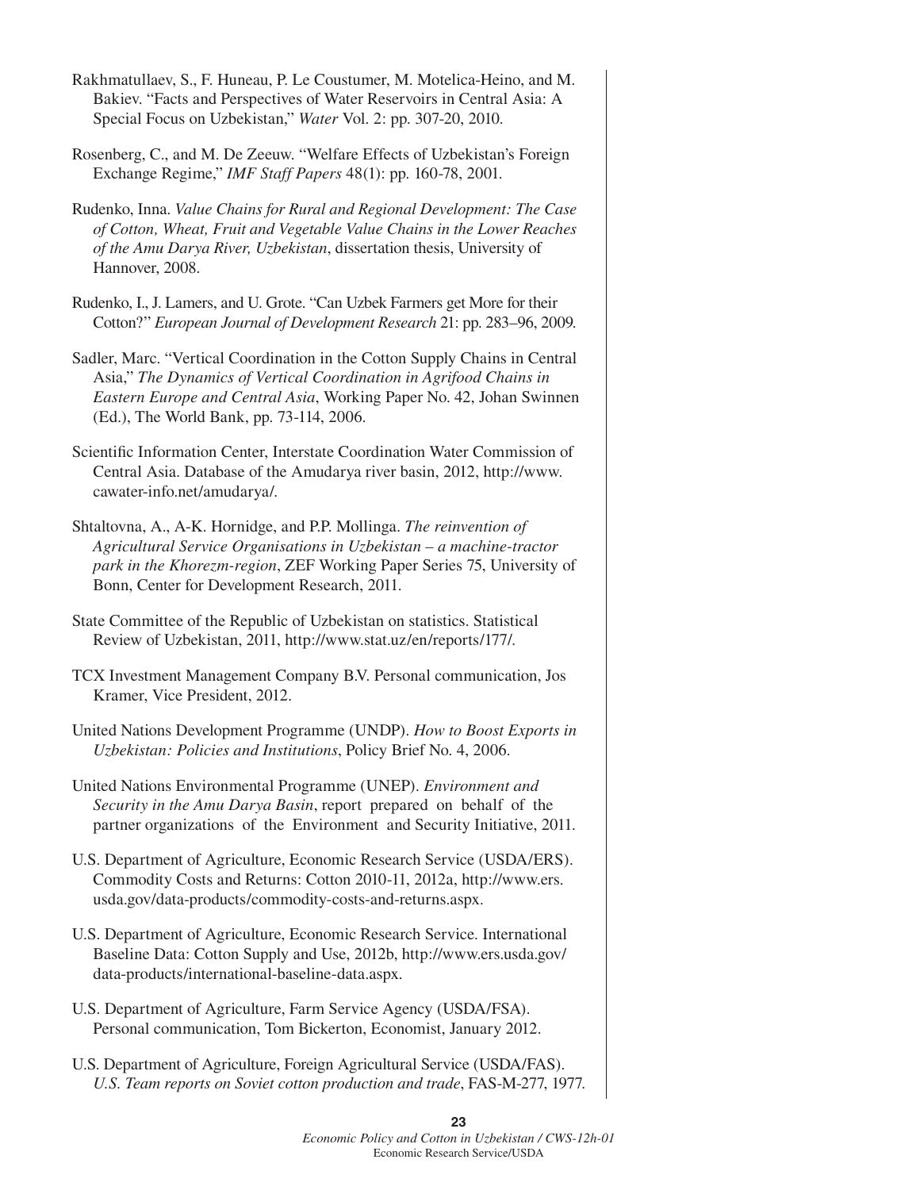Rakhmatullaev, S., F. Huneau, P. Le Coustumer, M. Motelica-Heino, and M. Bakiev. "Facts and Perspectives of Water Reservoirs in Central Asia: A Special Focus on Uzbekistan," *Water* Vol. 2: pp. 307-20, 2010.

Rosenberg, C., and M. De Zeeuw. "Welfare Effects of Uzbekistan's Foreign Exchange Regime," *IMF Staff Papers* 48(1): pp. 160-78, 2001.

Rudenko, Inna. *Value Chains for Rural and Regional Development: The Case of Cotton, Wheat, Fruit and Vegetable Value Chains in the Lower Reaches of the Amu Darya River, Uzbekistan*, dissertation thesis, University of Hannover, 2008.

Rudenko, I., J. Lamers, and U. Grote. "Can Uzbek Farmers get More for their Cotton?" *European Journal of Development Research* 21: pp. 283–96, 2009.

Sadler, Marc. "Vertical Coordination in the Cotton Supply Chains in Central Asia," *The Dynamics of Vertical Coordination in Agrifood Chains in Eastern Europe and Central Asia*, Working Paper No. 42, Johan Swinnen (Ed.), The World Bank, pp. 73-114, 2006.

Scientific Information Center, Interstate Coordination Water Commission of Central Asia. Database of the Amudarya river basin, 2012, http://www.cawater-info.net/amudarya/.

Shtaltovna, A., A-K. Hornidge, and P.P. Mollinga. *The reinvention of Agricultural Service Organisations in Uzbekistan – a machine-tractor park in the Khorezm-region*, ZEF Working Paper Series 75, University of Bonn, Center for Development Research, 2011.

State Committee of the Republic of Uzbekistan on statistics. Statistical Review of Uzbekistan, 2011, http://www.stat.uz/en/reports/177/.

TCX Investment Management Company B.V. Personal communication, Jos Kramer, Vice President, 2012.

United Nations Development Programme (UNDP). *How to Boost Exports in Uzbekistan: Policies and Institutions*, Policy Brief No. 4, 2006.

United Nations Environmental Programme (UNEP). *Environment and Security in the Amu Darya Basin*, report prepared on behalf of the partner organizations of the Environment and Security Initiative, 2011.

U.S. Department of Agriculture, Economic Research Service (USDA/ERS). Commodity Costs and Returns: Cotton 2010-11, 2012a, http://www.ers.usda.gov/data-products/commodity-costs-and-returns.aspx.

U.S. Department of Agriculture, Economic Research Service. International Baseline Data: Cotton Supply and Use, 2012b, http://www.ers.usda.gov/data-products/international-baseline-data.aspx.

U.S. Department of Agriculture, Farm Service Agency (USDA/FSA). Personal communication, Tom Bickerton, Economist, January 2012.

U.S. Department of Agriculture, Foreign Agricultural Service (USDA/FAS). *U.S. Team reports on Soviet cotton production and trade*, FAS-M-277, 1977.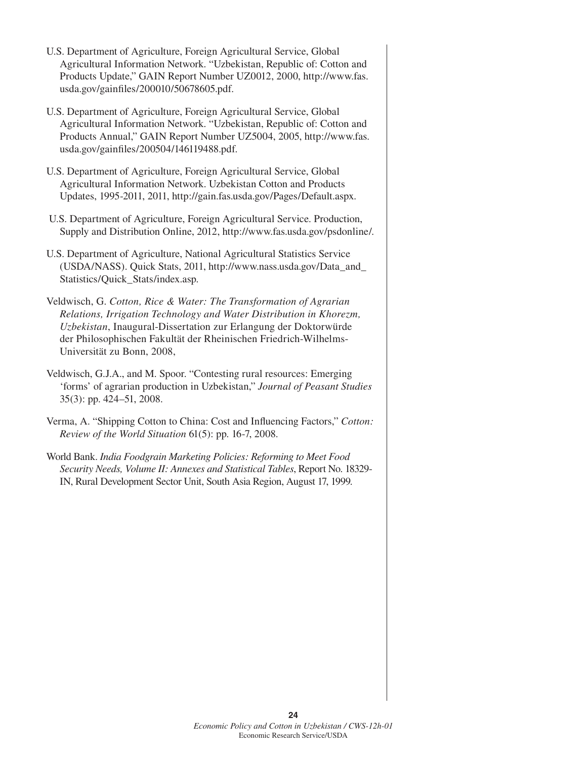U.S. Department of Agriculture, Foreign Agricultural Service, Global Agricultural Information Network. "Uzbekistan, Republic of: Cotton and Products Update," GAIN Report Number UZ0012, 2000, http://www.fas.usda.gov/gainfiles/200010/50678605.pdf.

U.S. Department of Agriculture, Foreign Agricultural Service, Global Agricultural Information Network. "Uzbekistan, Republic of: Cotton and Products Annual," GAIN Report Number UZ5004, 2005, http://www.fas.usda.gov/gainfiles/200504/146119488.pdf.

U.S. Department of Agriculture, Foreign Agricultural Service, Global Agricultural Information Network. Uzbekistan Cotton and Products Updates, 1995-2011, 2011, http://gain.fas.usda.gov/Pages/Default.aspx.

U.S. Department of Agriculture, Foreign Agricultural Service. Production, Supply and Distribution Online, 2012, http://www.fas.usda.gov/psdonline/.

U.S. Department of Agriculture, National Agricultural Statistics Service (USDA/NASS). Quick Stats, 2011, http://www.nass.usda.gov/Data_and_Statistics/Quick_Stats/index.asp.

Veldwisch, G. *Cotton, Rice & Water: The Transformation of Agrarian Relations, Irrigation Technology and Water Distribution in Khorezm, Uzbekistan*, Inaugural-Dissertation zur Erlangung der Doktorwürde der Philosophischen Fakultät der Rheinischen Friedrich-Wilhelms-Universität zu Bonn, 2008,

Veldwisch, G.J.A., and M. Spoor. "Contesting rural resources: Emerging 'forms' of agrarian production in Uzbekistan," *Journal of Peasant Studies* 35(3): pp. 424–51, 2008.

Verma, A. "Shipping Cotton to China: Cost and Influencing Factors," *Cotton: Review of the World Situation* 61(5): pp. 16-7, 2008.

World Bank. *India Foodgrain Marketing Policies: Reforming to Meet Food Security Needs, Volume II: Annexes and Statistical Tables*, Report No. 18329-IN, Rural Development Sector Unit, South Asia Region, August 17, 1999.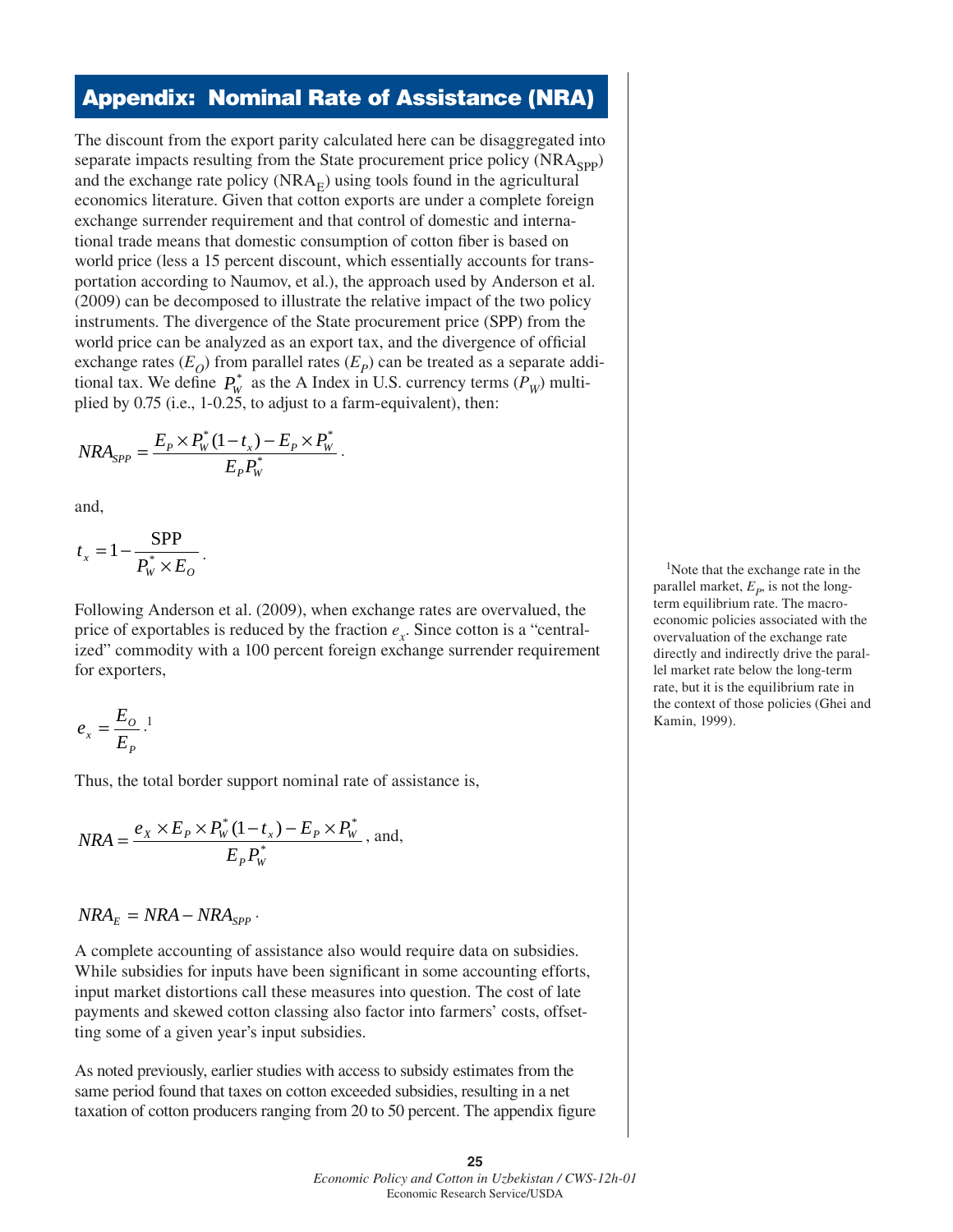## Appendix: Nominal Rate of Assistance (NRA)

The discount from the export parity calculated here can be disaggregated into separate impacts resulting from the State procurement price policy ($NRA_{SPP}$) and the exchange rate policy ($NRA_E$) using tools found in the agricultural economics literature. Given that cotton exports are under a complete foreign exchange surrender requirement and that control of domestic and international trade means that domestic consumption of cotton fiber is based on world price (less a 15 percent discount, which essentially accounts for transportation according to Naumov, et al.), the approach used by Anderson et al. (2009) can be decomposed to illustrate the relative impact of the two policy instruments. The divergence of the State procurement price (SPP) from the world price can be analyzed as an export tax, and the divergence of official exchange rates ($E_O$) from parallel rates ($E_P$) can be treated as a separate additional tax. We define $P_W^*$ as the A Index in U.S. currency terms ($P_W$) multiplied by 0.75 (i.e., 1-0.25, to adjust to a farm-equivalent), then:

$$NRA_{SPP} = \frac{E_P \times P_W^*(1-t_x) - E_P \times P_W^*}{E_P P_W^*}.$$

and,

$$t_x = 1 - \frac{\text{SPP}}{P_W^* \times E_O}.$$

Following Anderson et al. (2009), when exchange rates are overvalued, the price of exportables is reduced by the fraction $e_x$. Since cotton is a "centralized" commodity with a 100 percent foreign exchange surrender requirement for exporters,

$$e_x = \frac{E_O}{E_P}.^{1}$$

Thus, the total border support nominal rate of assistance is,

$$NRA = \frac{e_X \times E_P \times P_W^*(1-t_x) - E_P \times P_W^*}{E_P P_W^*}, \text{ and,}$$

$$NRA_E = NRA - NRA_{SPP}.$$

A complete accounting of assistance also would require data on subsidies. While subsidies for inputs have been significant in some accounting efforts, input market distortions call these measures into question. The cost of late payments and skewed cotton classing also factor into farmers' costs, offsetting some of a given year's input subsidies.

As noted previously, earlier studies with access to subsidy estimates from the same period found that taxes on cotton exceeded subsidies, resulting in a net taxation of cotton producers ranging from 20 to 50 percent. The appendix figure

[1]Note that the exchange rate in the parallel market, $E_P$, is not the long-term equilibrium rate. The macroeconomic policies associated with the overvaluation of the exchange rate directly and indirectly drive the parallel market rate below the long-term rate, but it is the equilibrium rate in the context of those policies (Ghei and Kamin, 1999).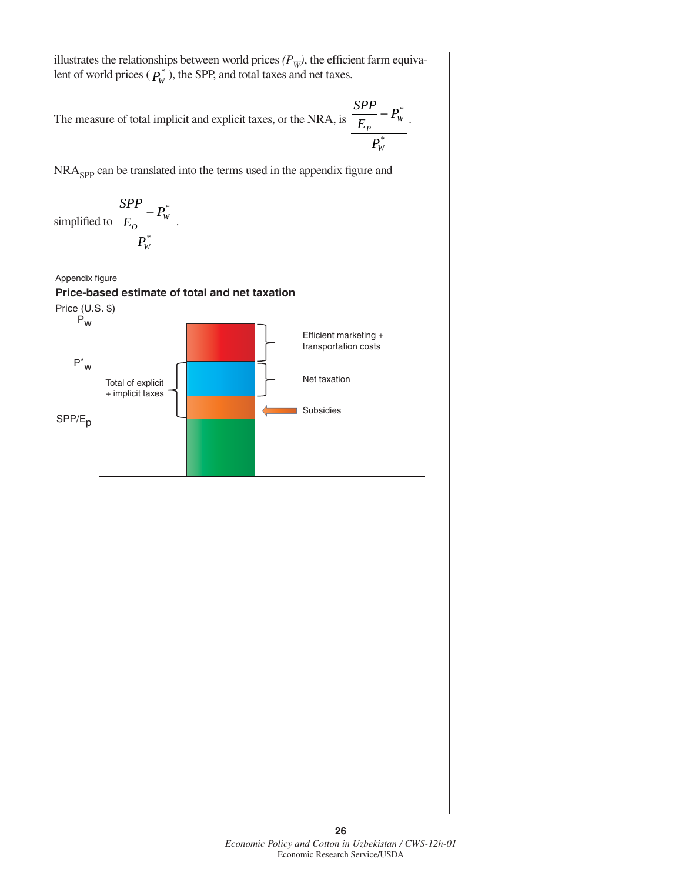illustrates the relationships between world prices *($P_W$)*, the efficient farm equivalent of world prices ( $P_W^*$ ), the SPP, and total taxes and net taxes.

The measure of total implicit and explicit taxes, or the NRA, is $\dfrac{\dfrac{SPP}{E_P} - P_W^*}{P_W^*}$.

$NRA_{SPP}$ can be translated into the terms used in the appendix figure and

simplified to $\dfrac{\dfrac{SPP}{E_O} - P_W^*}{P_W^*}$.

Appendix figure

**Price-based estimate of total and net taxation**

Price (U.S. $)

$P_w$

$P^*_w$

$SPP/E_p$

Total of explicit + implicit taxes

Efficient marketing + transportation costs

Net taxation

Subsidies